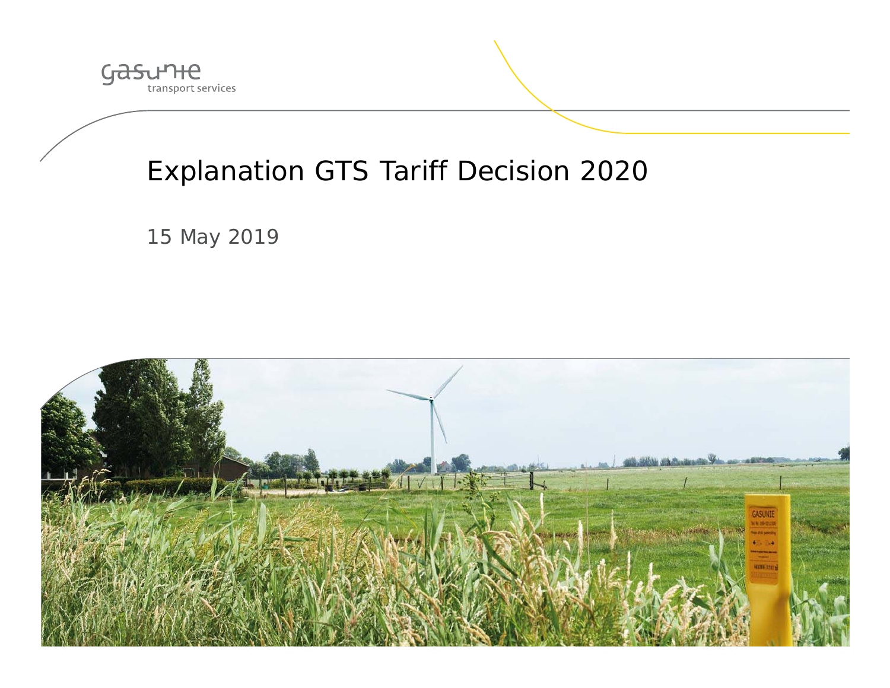gasunie
transport services

# Explanation GTS Tariff Decision 2020

15 May 2019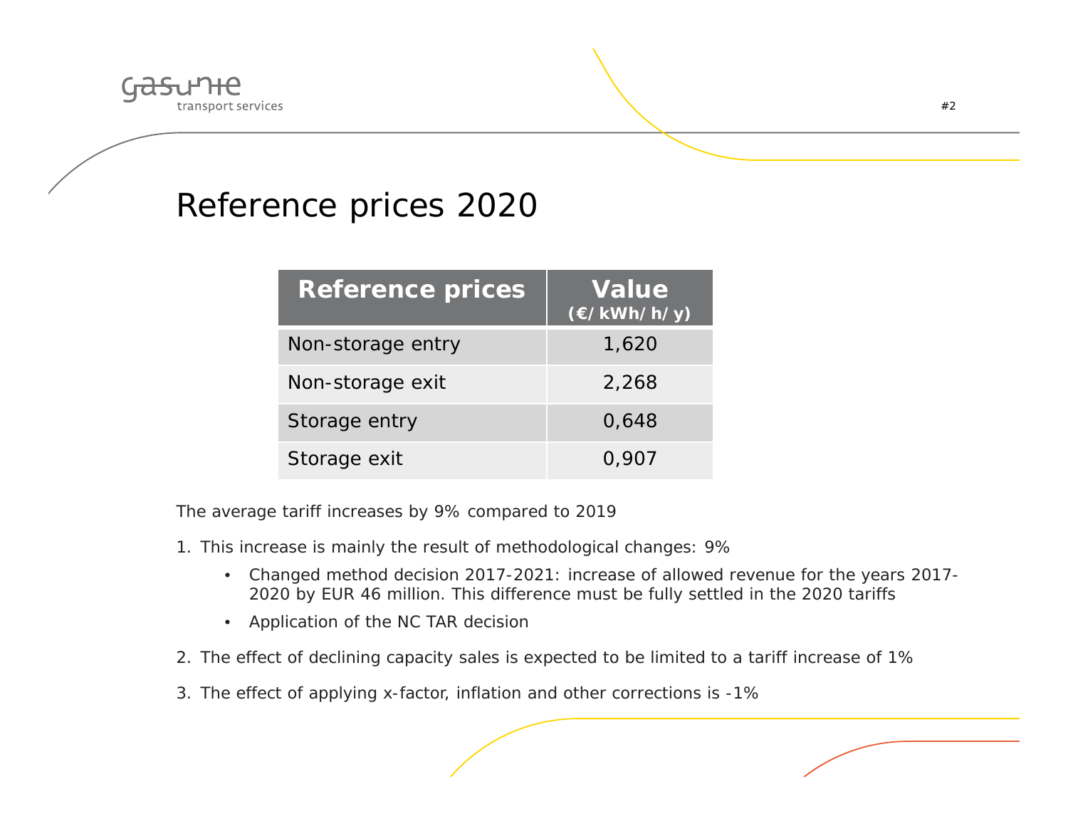# Reference prices 2020

| Reference prices | Value (€/kWh/h/y) |
|---|---|
| Non-storage entry | 1,620 |
| Non-storage exit | 2,268 |
| Storage entry | 0,648 |
| Storage exit | 0,907 |

The average tariff increases by 9% compared to 2019

1. This increase is mainly the result of methodological changes: 9%
   - Changed method decision 2017-2021: increase of allowed revenue for the years 2017-2020 by EUR 46 million. This difference must be fully settled in the 2020 tariffs
   - Application of the NC TAR decision
2. The effect of declining capacity sales is expected to be limited to a tariff increase of 1%
3. The effect of applying x-factor, inflation and other corrections is -1%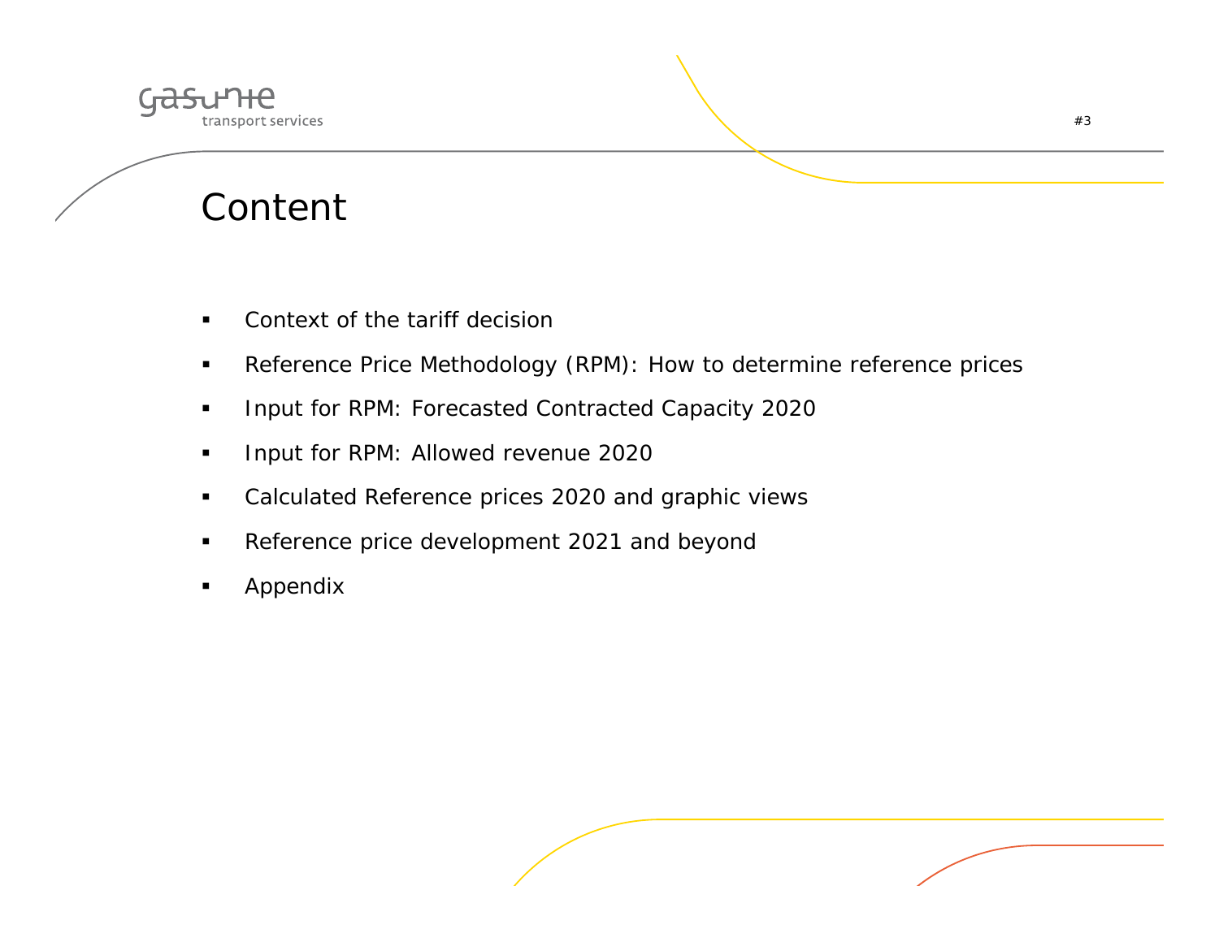# Content

- Context of the tariff decision
- Reference Price Methodology (RPM): How to determine reference prices
- Input for RPM: Forecasted Contracted Capacity 2020
- Input for RPM: Allowed revenue 2020
- Calculated Reference prices 2020 and graphic views
- Reference price development 2021 and beyond
- Appendix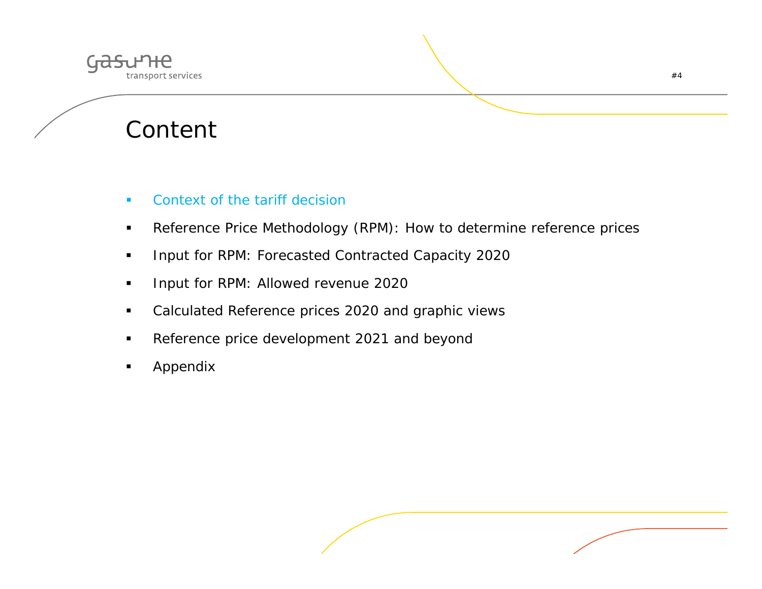# Content

- Context of the tariff decision
- Reference Price Methodology (RPM): How to determine reference prices
- Input for RPM: Forecasted Contracted Capacity 2020
- Input for RPM: Allowed revenue 2020
- Calculated Reference prices 2020 and graphic views
- Reference price development 2021 and beyond
- Appendix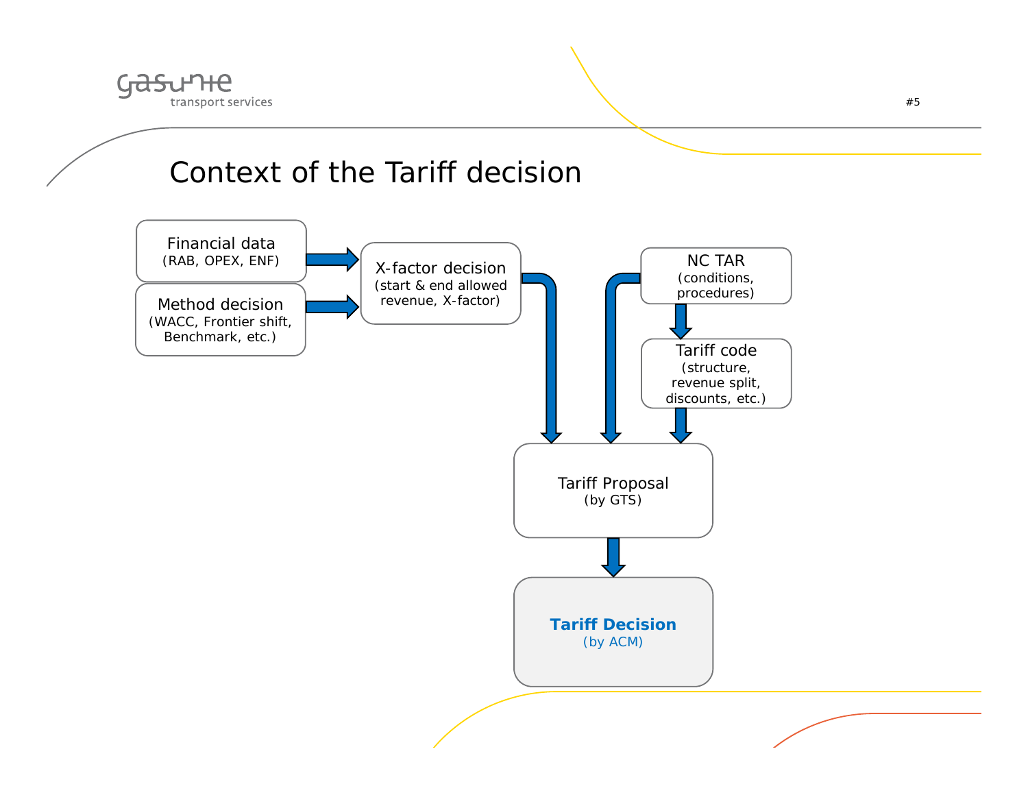# Context of the Tariff decision

Financial data
(RAB, OPEX, ENF)

Method decision
(WACC, Frontier shift, Benchmark, etc.)

X-factor decision
(start & end allowed revenue, X-factor)

NC TAR
(conditions, procedures)

Tariff code
(structure, revenue split, discounts, etc.)

Tariff Proposal
(by GTS)

**Tariff Decision**
(by ACM)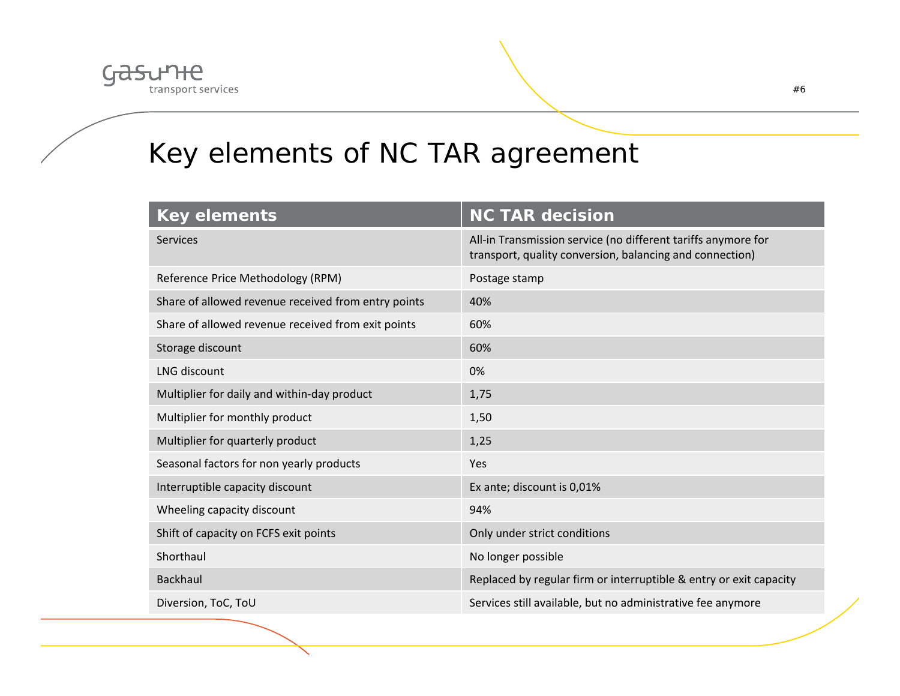# Key elements of NC TAR agreement

| Key elements | NC TAR decision |
|---|---|
| Services | All-in Transmission service (no different tariffs anymore for transport, quality conversion, balancing and connection) |
| Reference Price Methodology (RPM) | Postage stamp |
| Share of allowed revenue received from entry points | 40% |
| Share of allowed revenue received from exit points | 60% |
| Storage discount | 60% |
| LNG discount | 0% |
| Multiplier for daily and within-day product | 1,75 |
| Multiplier for monthly product | 1,50 |
| Multiplier for quarterly product | 1,25 |
| Seasonal factors for non yearly products | Yes |
| Interruptible capacity discount | Ex ante; discount is 0,01% |
| Wheeling capacity discount | 94% |
| Shift of capacity on FCFS exit points | Only under strict conditions |
| Shorthaul | No longer possible |
| Backhaul | Replaced by regular firm or interruptible & entry or exit capacity |
| Diversion, ToC, ToU | Services still available, but no administrative fee anymore |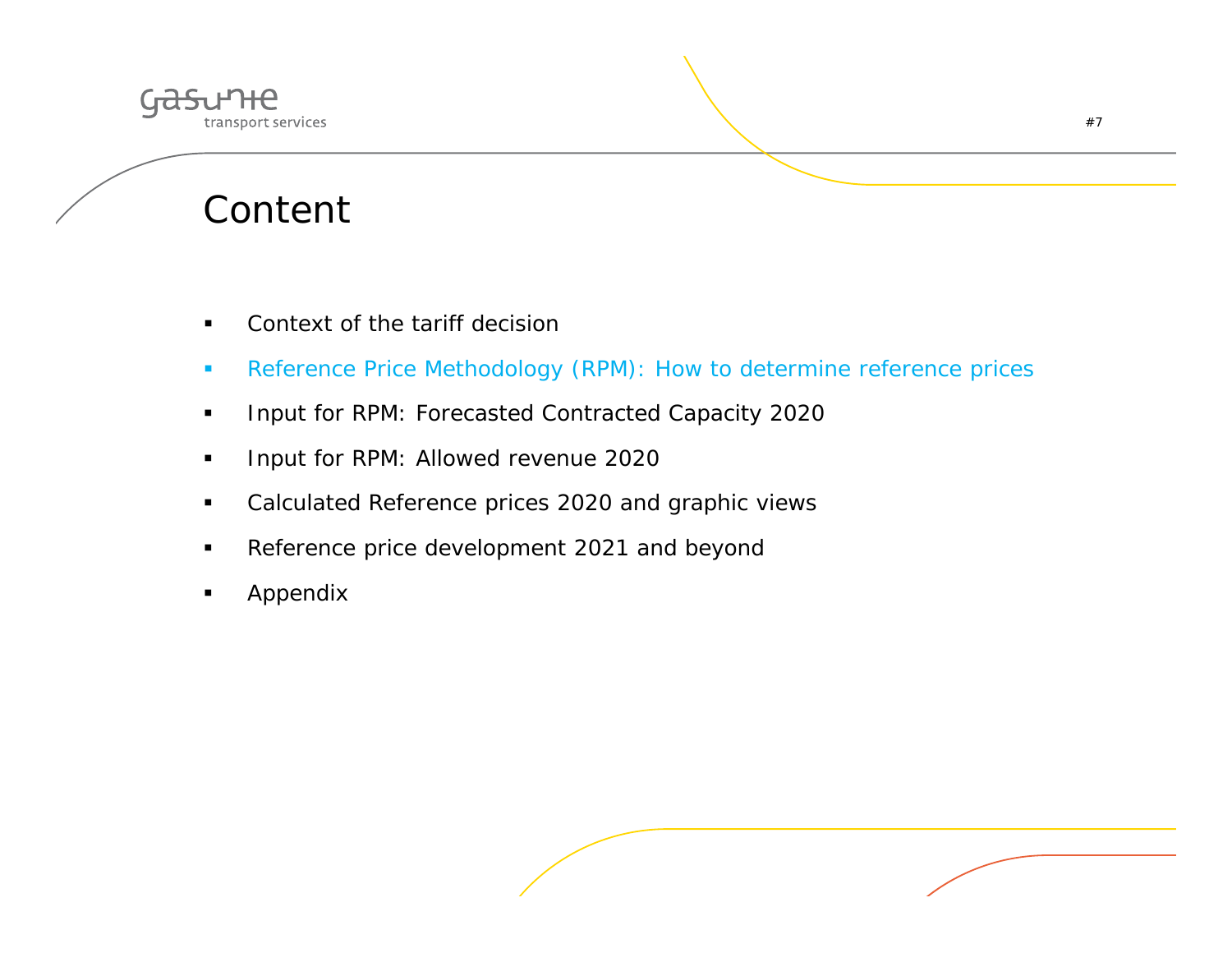# Content

- Context of the tariff decision
- Reference Price Methodology (RPM): How to determine reference prices
- Input for RPM: Forecasted Contracted Capacity 2020
- Input for RPM: Allowed revenue 2020
- Calculated Reference prices 2020 and graphic views
- Reference price development 2021 and beyond
- Appendix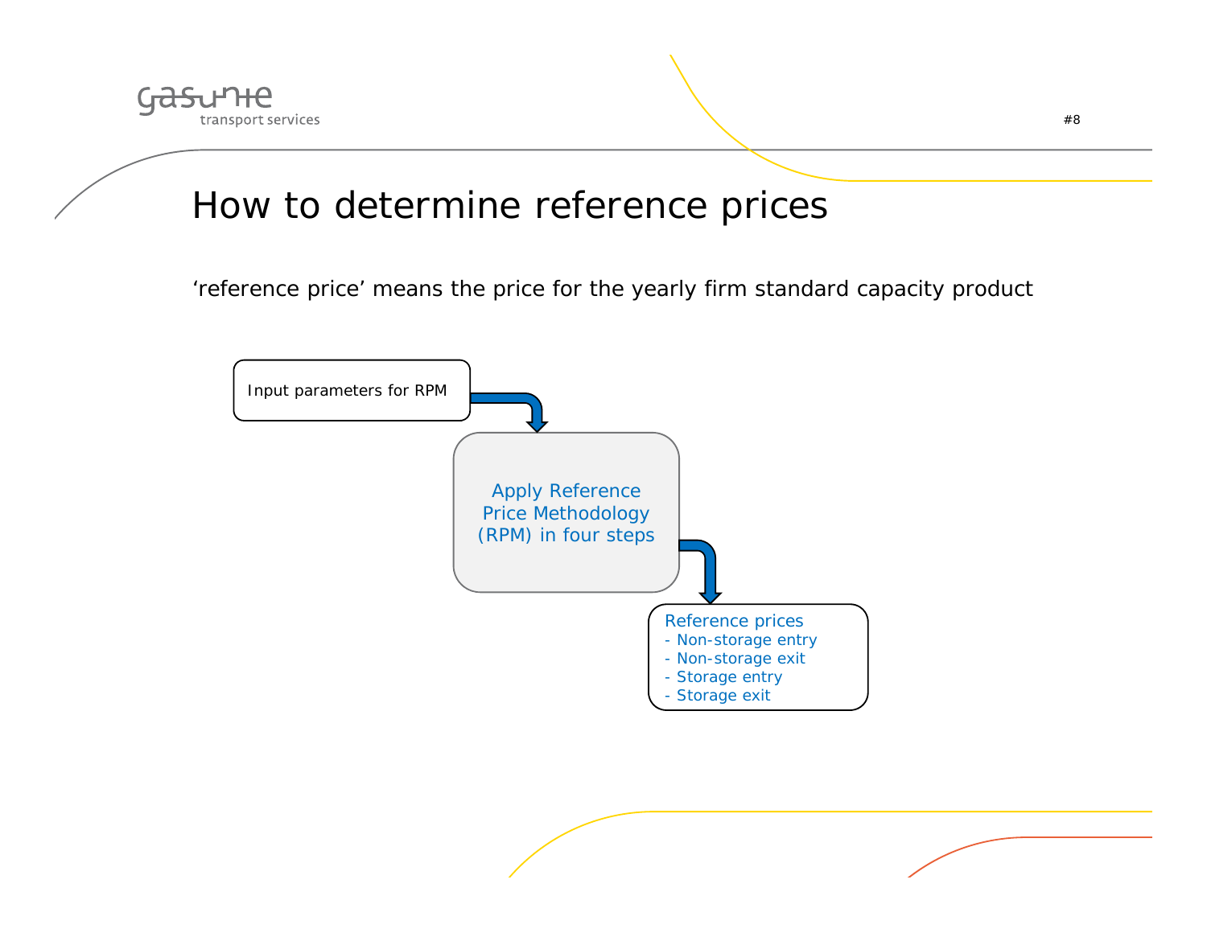# How to determine reference prices

'reference price' means the price for the yearly firm standard capacity product

Input parameters for RPM

Apply Reference Price Methodology (RPM) in four steps

Reference prices
- Non-storage entry
- Non-storage exit
- Storage entry
- Storage exit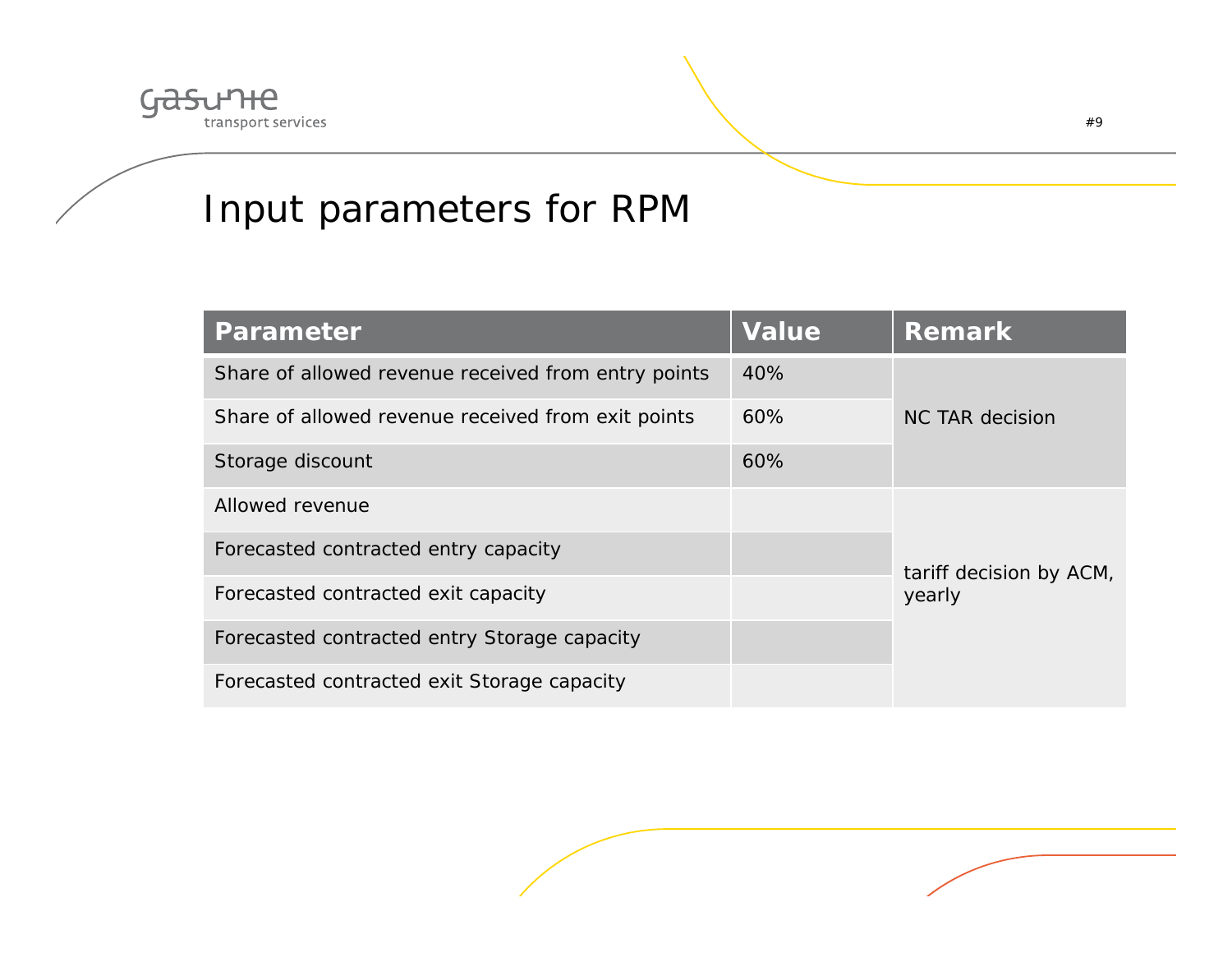# Input parameters for RPM

| Parameter | Value | Remark |
| --- | --- | --- |
| Share of allowed revenue received from entry points | 40% | NC TAR decision |
| Share of allowed revenue received from exit points | 60% | |
| Storage discount | 60% | |
| Allowed revenue | | tariff decision by ACM, yearly |
| Forecasted contracted entry capacity | | |
| Forecasted contracted exit capacity | | |
| Forecasted contracted entry Storage capacity | | |
| Forecasted contracted exit Storage capacity | | |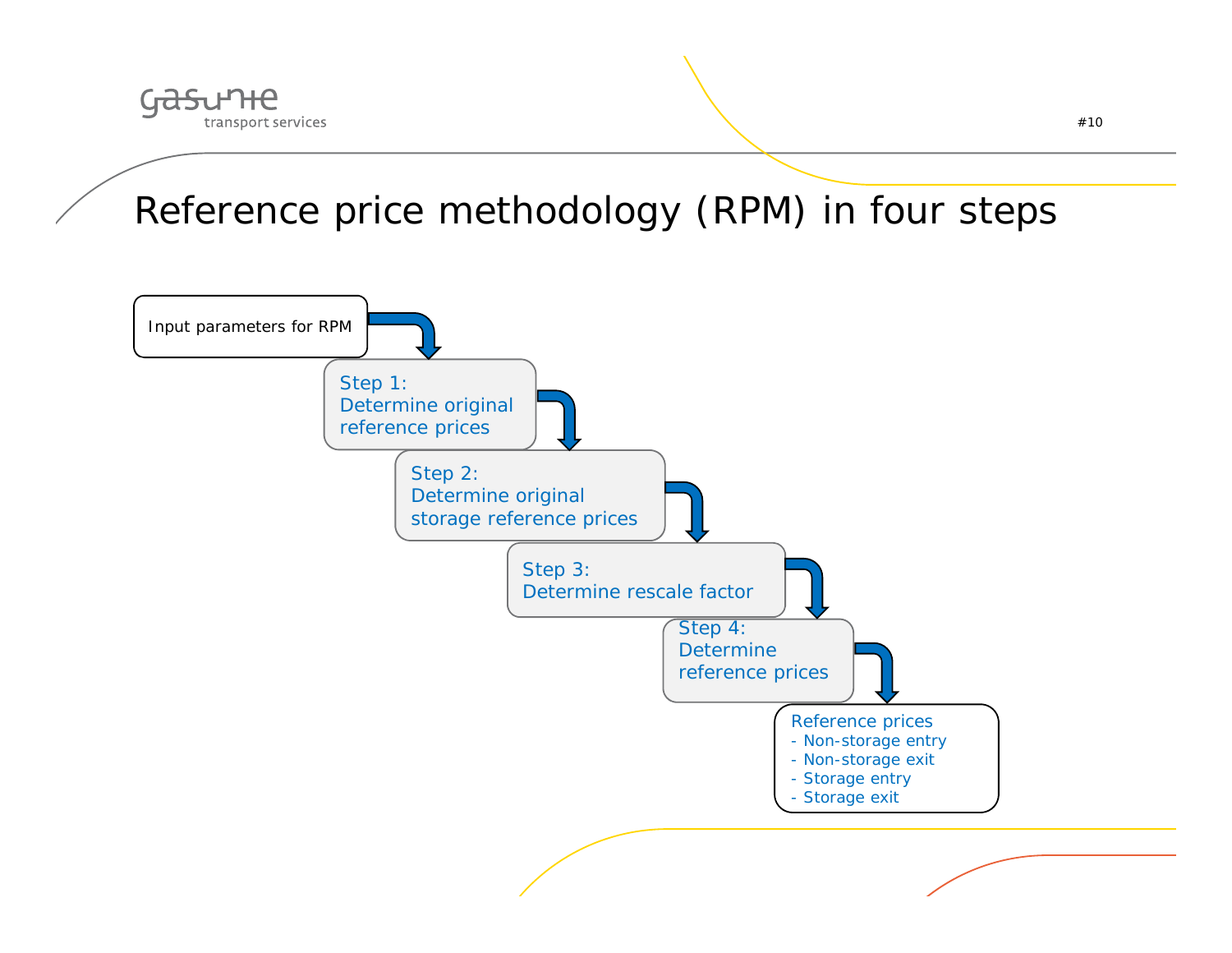# Reference price methodology (RPM) in four steps

Input parameters for RPM

**Step 1:**
Determine original reference prices

**Step 2:**
Determine original storage reference prices

**Step 3:**
Determine rescale factor

**Step 4:**
Determine reference prices

Reference prices
- Non-storage entry
- Non-storage exit
- Storage entry
- Storage exit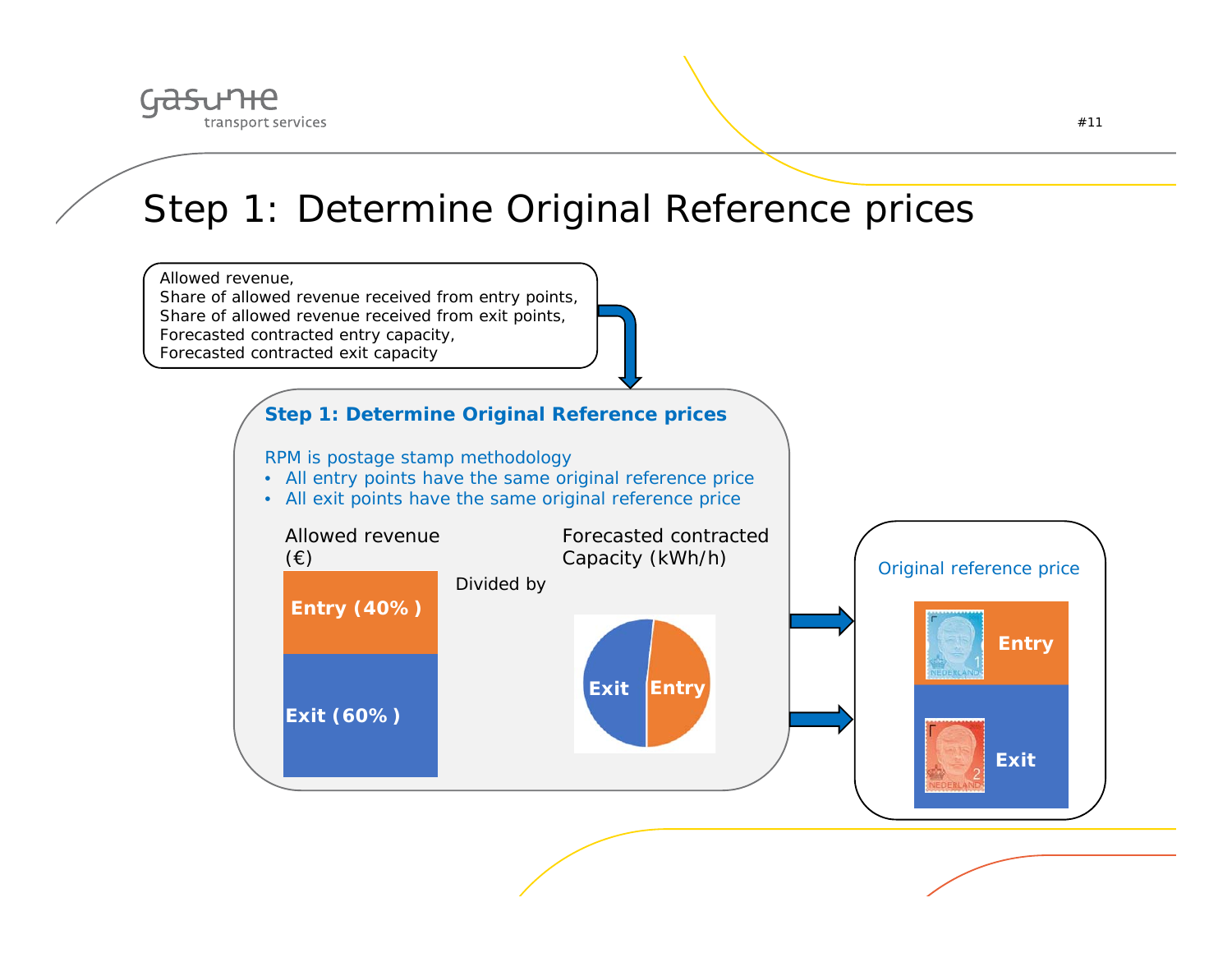# Step 1: Determine Original Reference prices

Allowed revenue,
Share of allowed revenue received from entry points,
Share of allowed revenue received from exit points,
Forecasted contracted entry capacity,
Forecasted contracted exit capacity

**Step 1: Determine Original Reference prices**

RPM is postage stamp methodology

- All entry points have the same original reference price
- All exit points have the same original reference price

Allowed revenue (€)

- Entry (40% )
- Exit (60% )

Divided by

Forecasted contracted Capacity (kWh/h)

- Exit
- Entry

Original reference price

- Entry
- Exit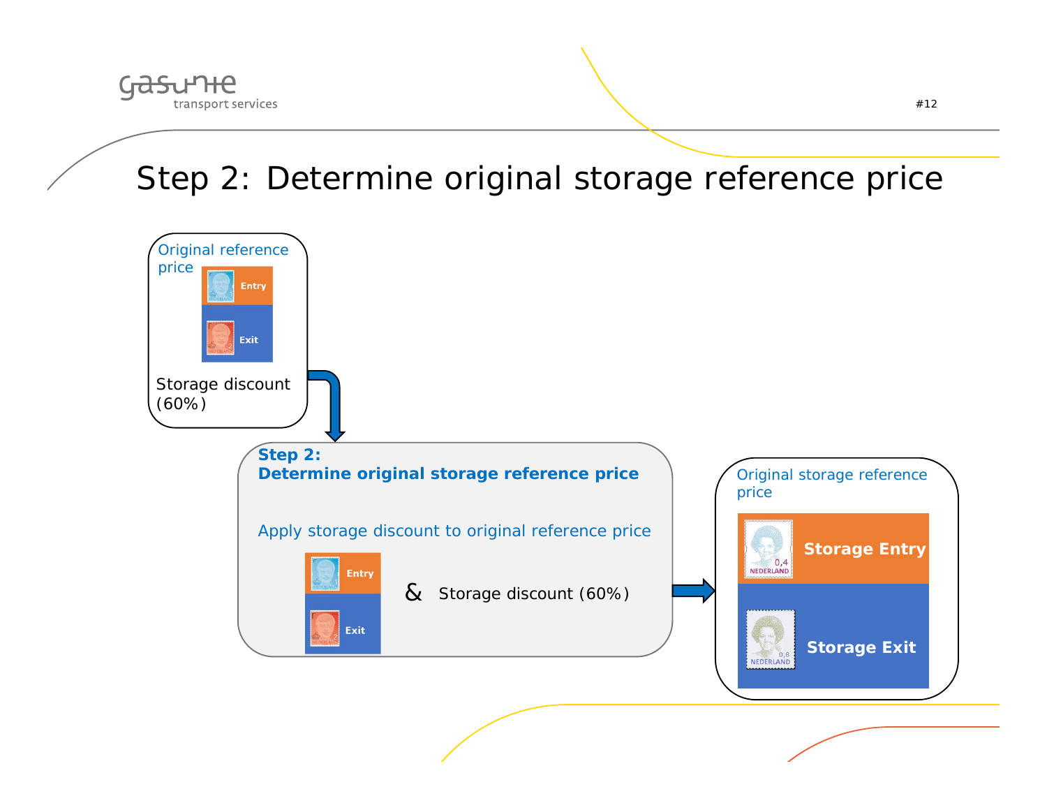# Step 2: Determine original storage reference price

Original reference price

Entry

Exit

Storage discount (60%)

**Step 2:**
**Determine original storage reference price**

Apply storage discount to original reference price

Entry

Exit

& Storage discount (60%)

Original storage reference price

**Storage Entry**

**Storage Exit**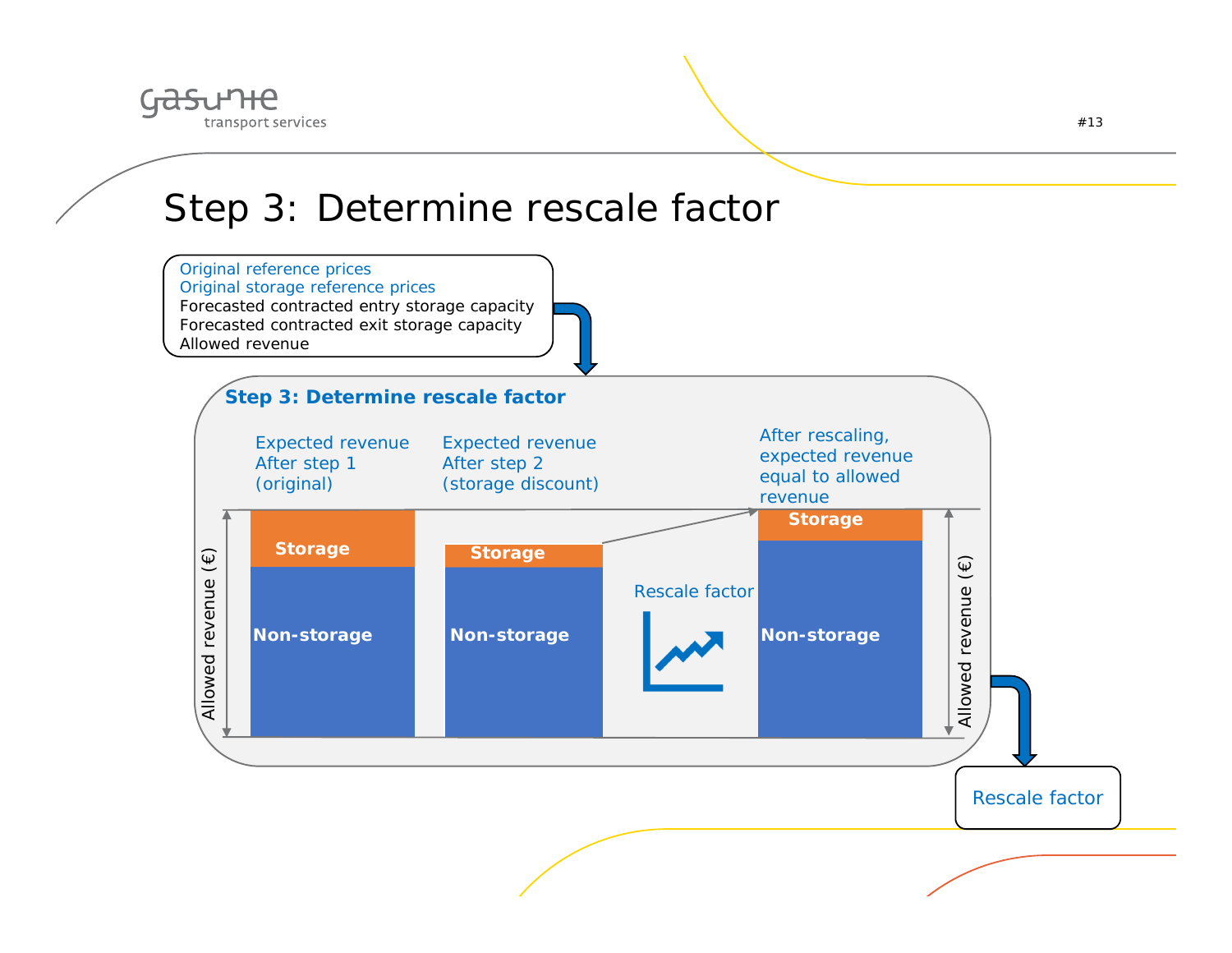# Step 3: Determine rescale factor

Original reference prices
Original storage reference prices
Forecasted contracted entry storage capacity
Forecasted contracted exit storage capacity
Allowed revenue

**Step 3: Determine rescale factor**

| Expected revenue After step 1 (original) | Expected revenue After step 2 (storage discount) | | After rescaling, expected revenue equal to allowed revenue |
|---|---|---|---|
| Storage | Storage | Rescale factor | Storage |
| Non-storage | Non-storage | | Non-storage |

Allowed revenue (€)

Rescale factor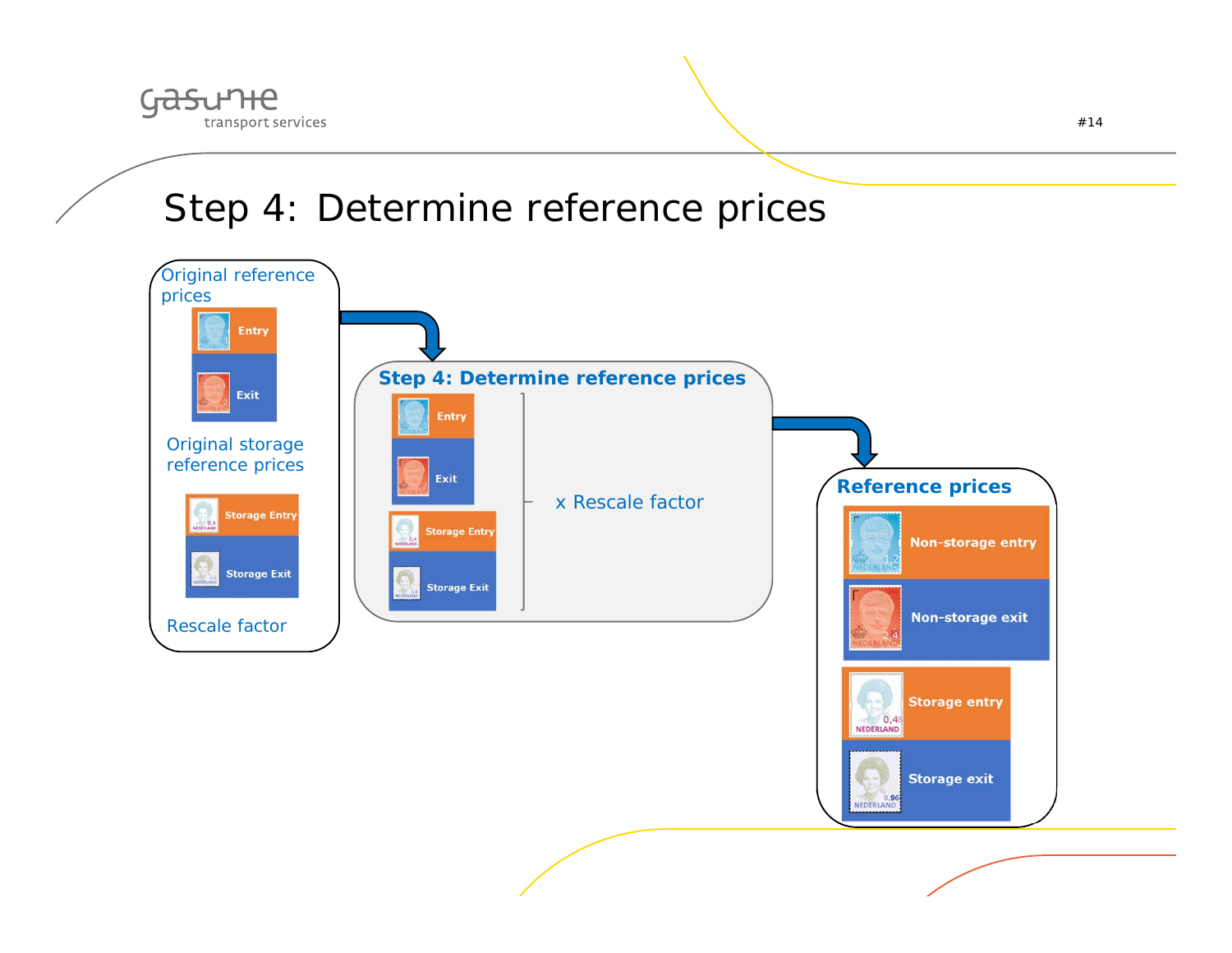# Step 4: Determine reference prices

**Original reference prices**

- Entry
- Exit

**Original storage reference prices**

- Storage Entry
- Storage Exit

**Rescale factor**

---

**Step 4: Determine reference prices**

- Entry
- Exit
- Storage Entry
- Storage Exit

x Rescale factor

---

**Reference prices**

- Non-storage entry
- Non-storage exit
- Storage entry
- Storage exit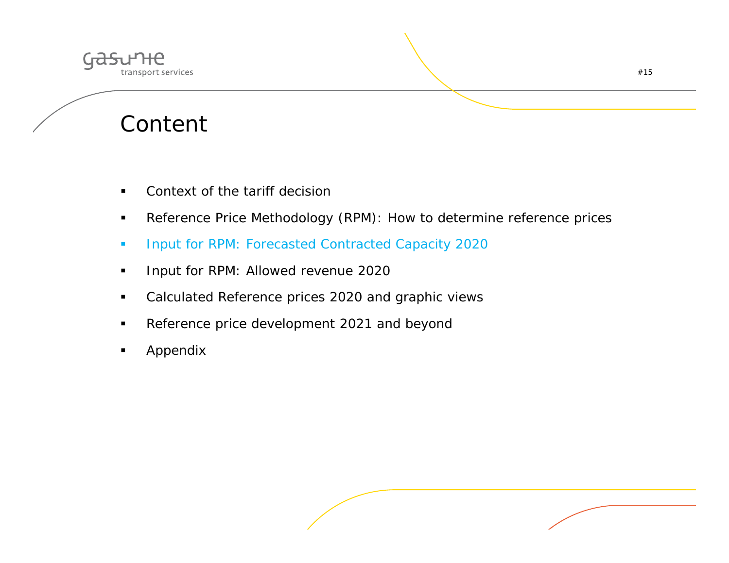# Content

- Context of the tariff decision
- Reference Price Methodology (RPM): How to determine reference prices
- Input for RPM: Forecasted Contracted Capacity 2020
- Input for RPM: Allowed revenue 2020
- Calculated Reference prices 2020 and graphic views
- Reference price development 2021 and beyond
- Appendix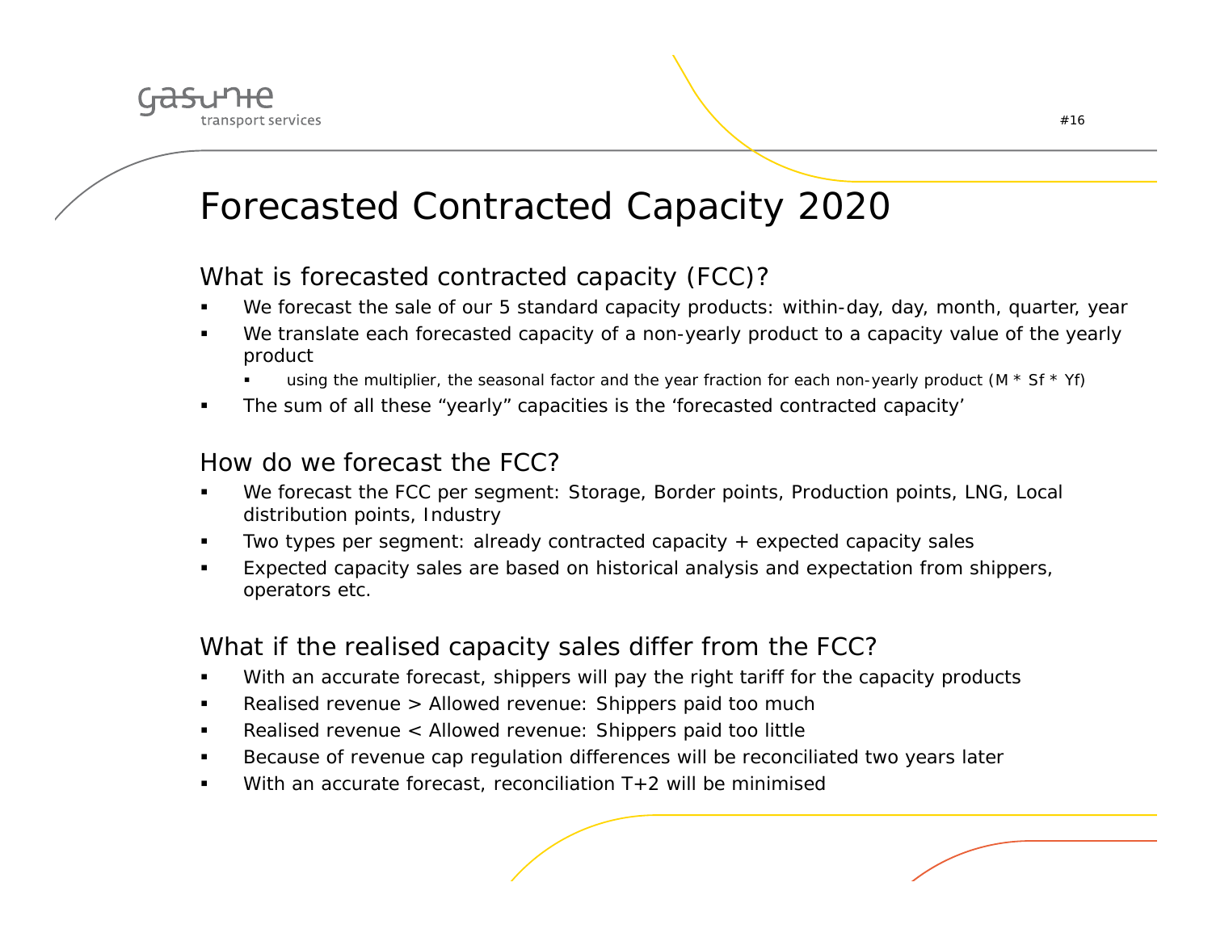# Forecasted Contracted Capacity 2020

## What is forecasted contracted capacity (FCC)?

- We forecast the sale of our 5 standard capacity products: within-day, day, month, quarter, year
- We translate each forecasted capacity of a non-yearly product to a capacity value of the yearly product
  - using the multiplier, the seasonal factor and the year fraction for each non-yearly product (M * Sf * Yf)
- The sum of all these “yearly” capacities is the ‘forecasted contracted capacity’

## How do we forecast the FCC?

- We forecast the FCC per segment: Storage, Border points, Production points, LNG, Local distribution points, Industry
- Two types per segment: already contracted capacity + expected capacity sales
- Expected capacity sales are based on historical analysis and expectation from shippers, operators etc.

## What if the realised capacity sales differ from the FCC?

- With an accurate forecast, shippers will pay the right tariff for the capacity products
- Realised revenue > Allowed revenue: Shippers paid too much
- Realised revenue < Allowed revenue: Shippers paid too little
- Because of revenue cap regulation differences will be reconciliated two years later
- With an accurate forecast, reconciliation T+2 will be minimised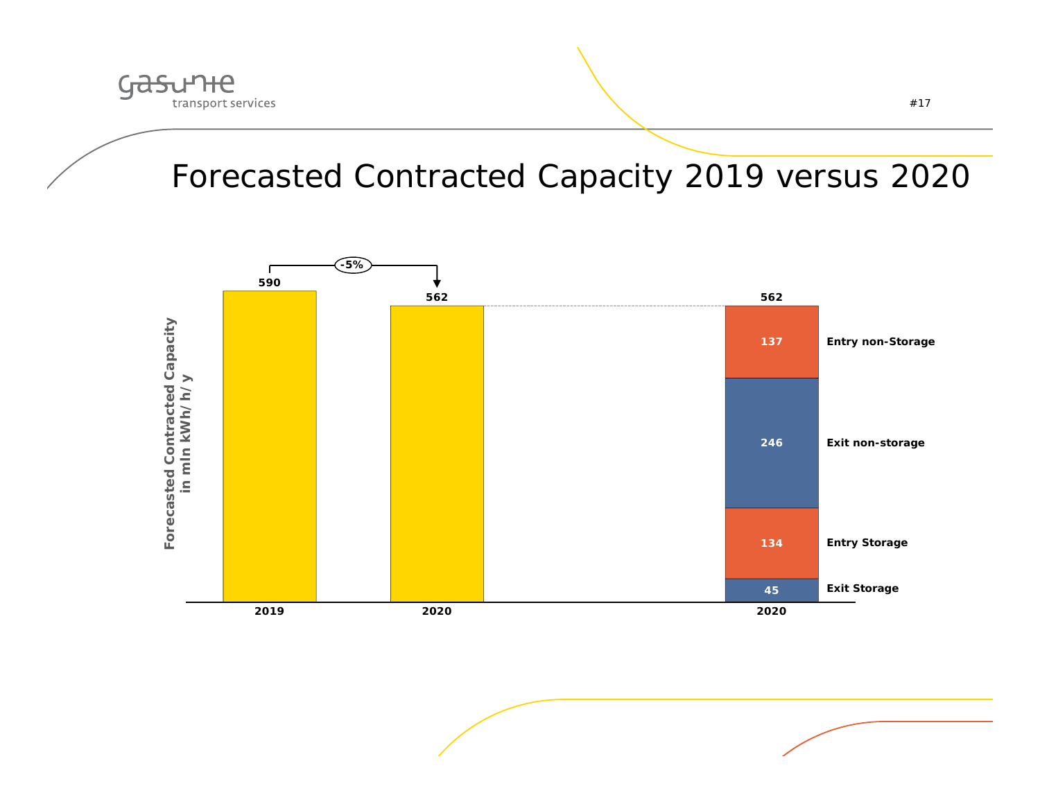# Forecasted Contracted Capacity 2019 versus 2020

Forecasted Contracted Capacity in mln kWh/ h/ y

| | 2019 | 2020 | 2020 |
|---|---|---|---|
| Total | 590 | 562 | 562 |
| Entry non-Storage | | | 137 |
| Exit non-storage | | | 246 |
| Entry Storage | | | 134 |
| Exit Storage | | | 45 |

2019 → 2020: -5%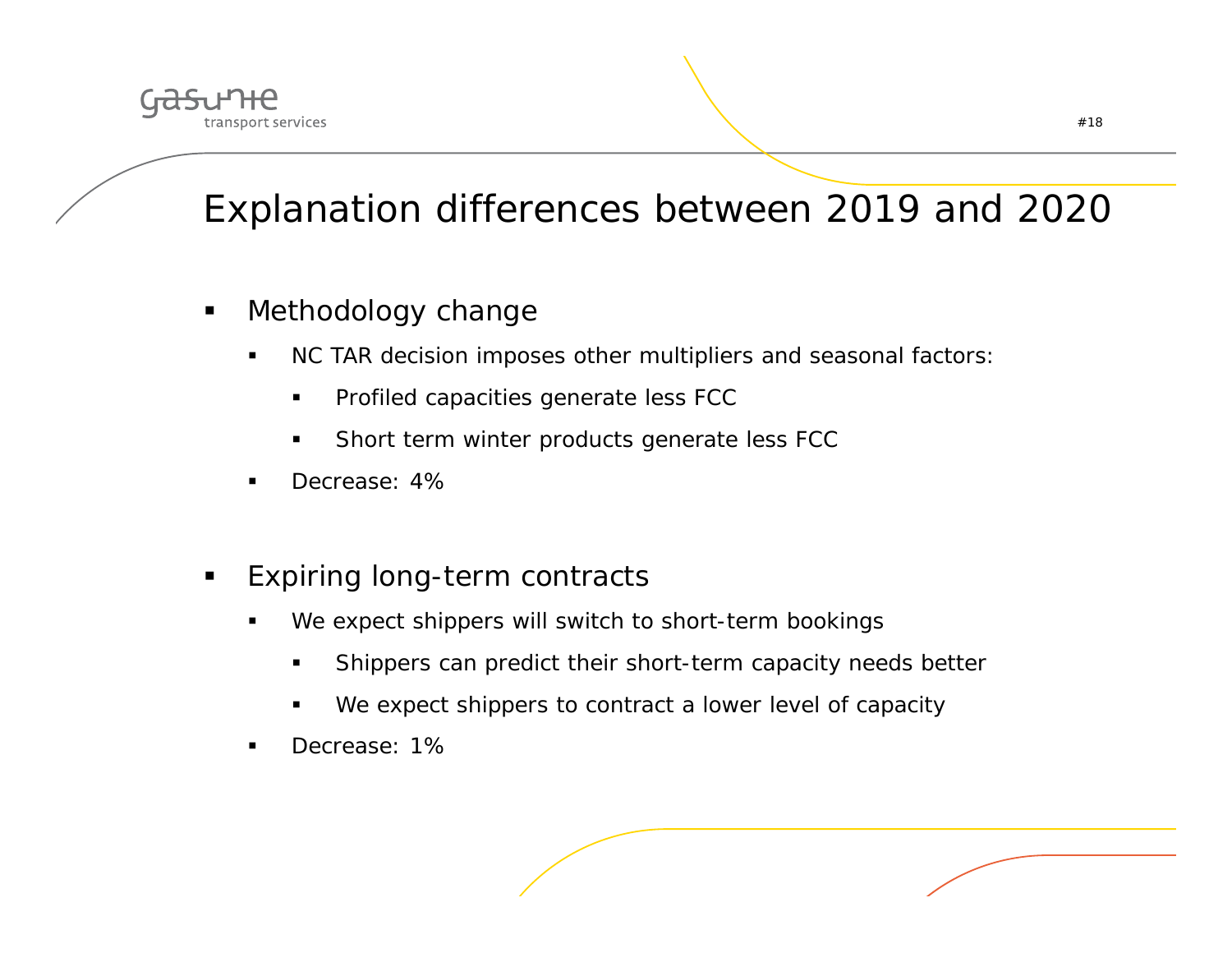# Explanation differences between 2019 and 2020

- Methodology change
  - NC TAR decision imposes other multipliers and seasonal factors:
    - Profiled capacities generate less FCC
    - Short term winter products generate less FCC
  - Decrease: 4%

- Expiring long-term contracts
  - We expect shippers will switch to short-term bookings
    - Shippers can predict their short-term capacity needs better
    - We expect shippers to contract a lower level of capacity
  - Decrease: 1%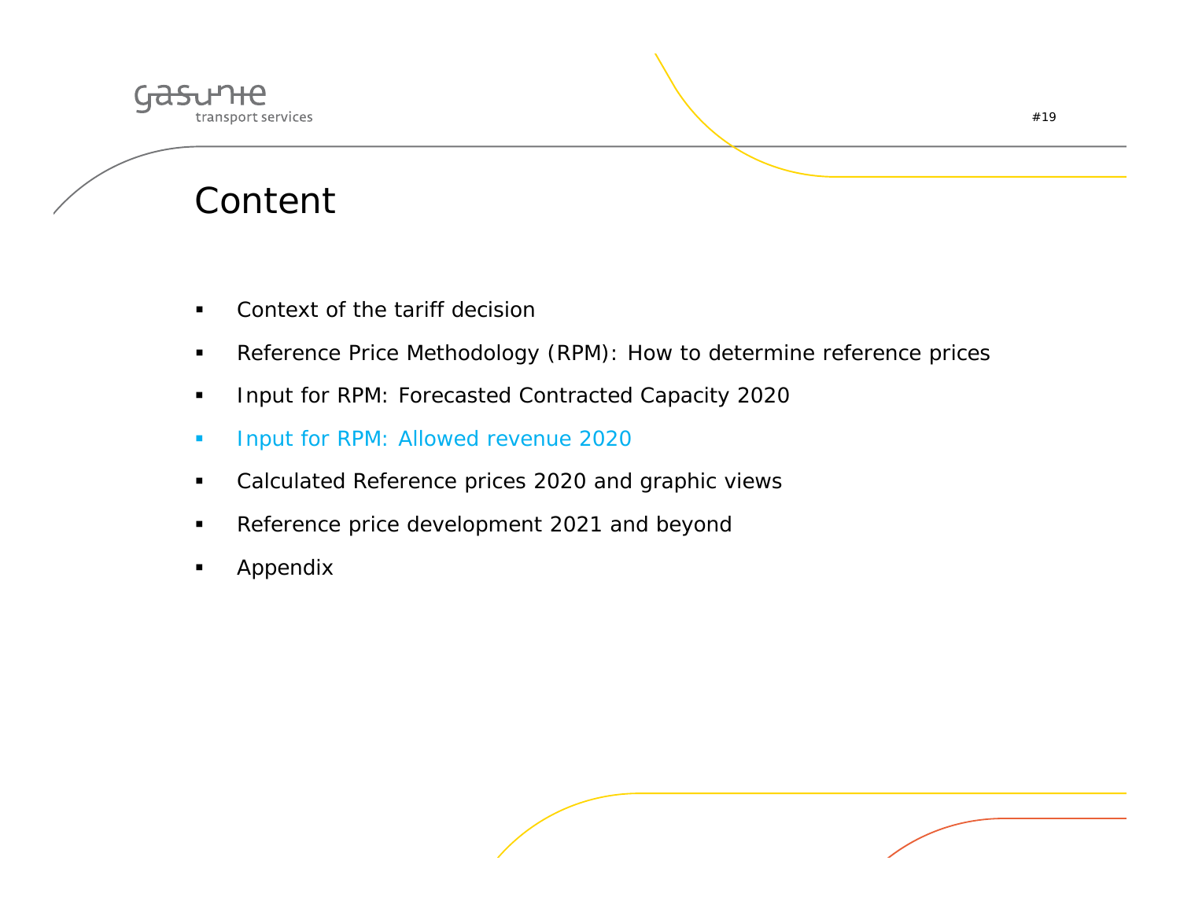# Content

- Context of the tariff decision
- Reference Price Methodology (RPM): How to determine reference prices
- Input for RPM: Forecasted Contracted Capacity 2020
- Input for RPM: Allowed revenue 2020
- Calculated Reference prices 2020 and graphic views
- Reference price development 2021 and beyond
- Appendix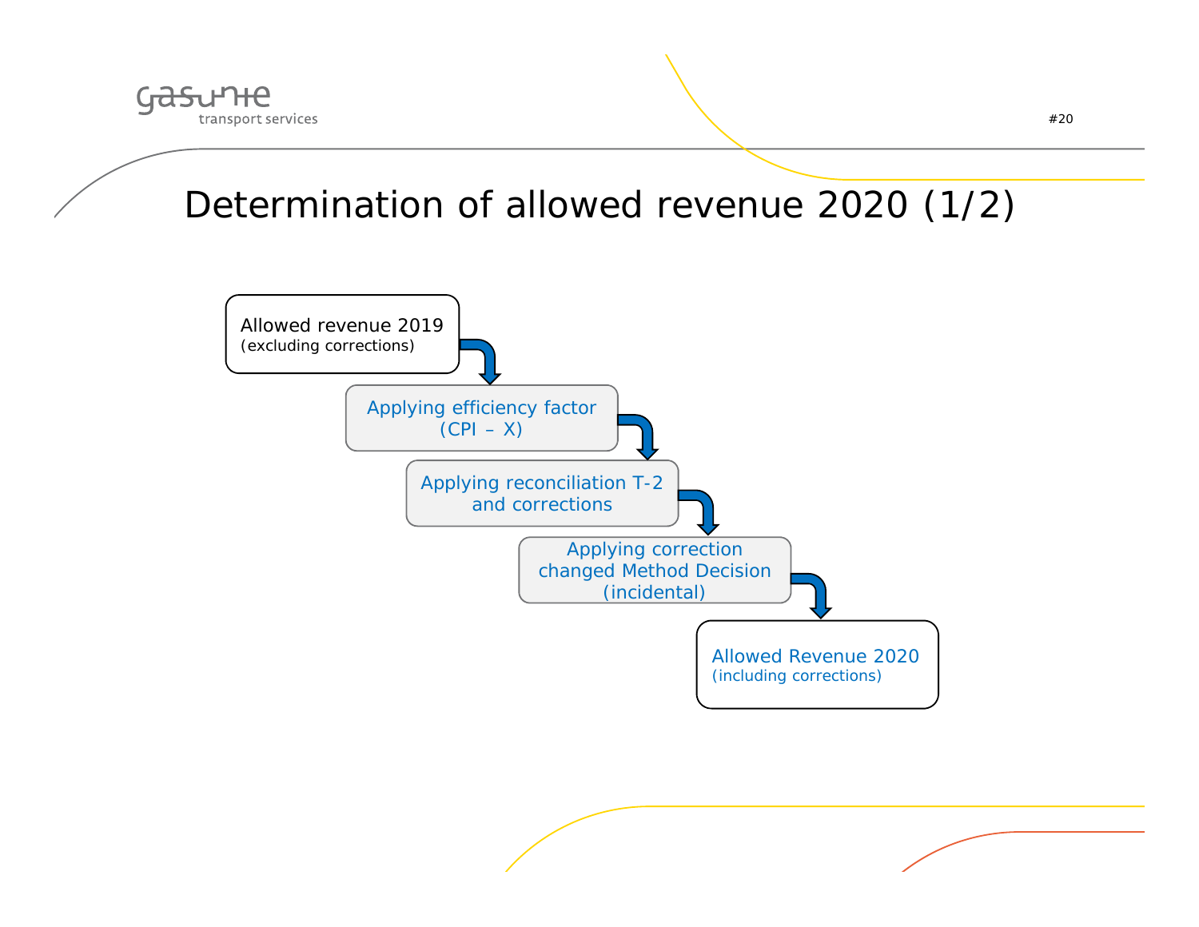# Determination of allowed revenue 2020 (1/2)

Allowed revenue 2019
(excluding corrections)

Applying efficiency factor
(CPI – X)

Applying reconciliation T-2
and corrections

Applying correction
changed Method Decision
(incidental)

Allowed Revenue 2020
(including corrections)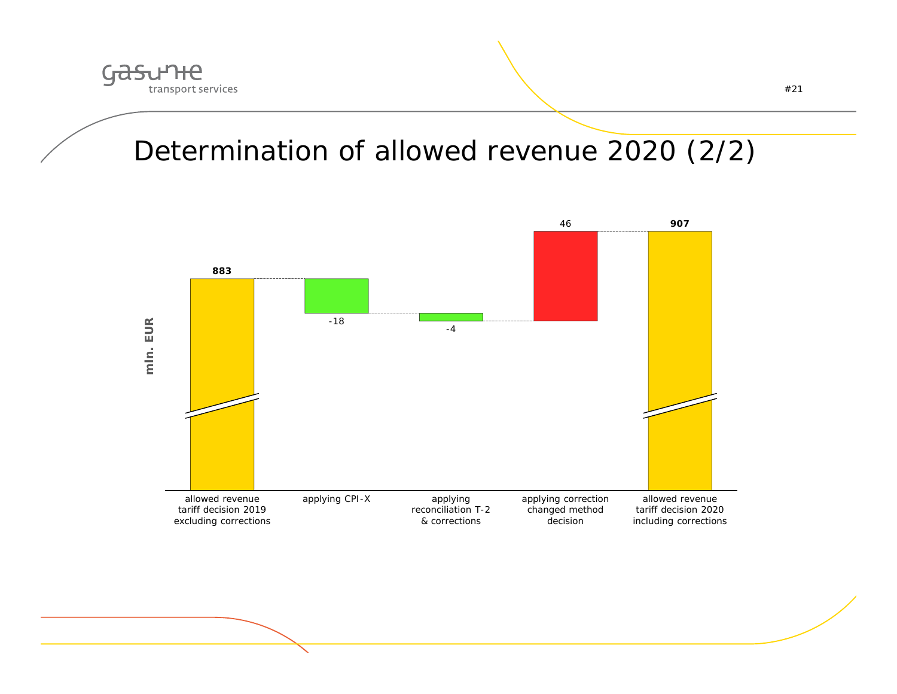# Determination of allowed revenue 2020 (2/2)

mln. EUR

| | allowed revenue tariff decision 2019 excluding corrections | applying CPI-X | applying reconciliation T-2 & corrections | applying correction changed method decision | allowed revenue tariff decision 2020 including corrections |
|---|---|---|---|---|---|
| mln. EUR | **883** | -18 | -4 | 46 | **907** |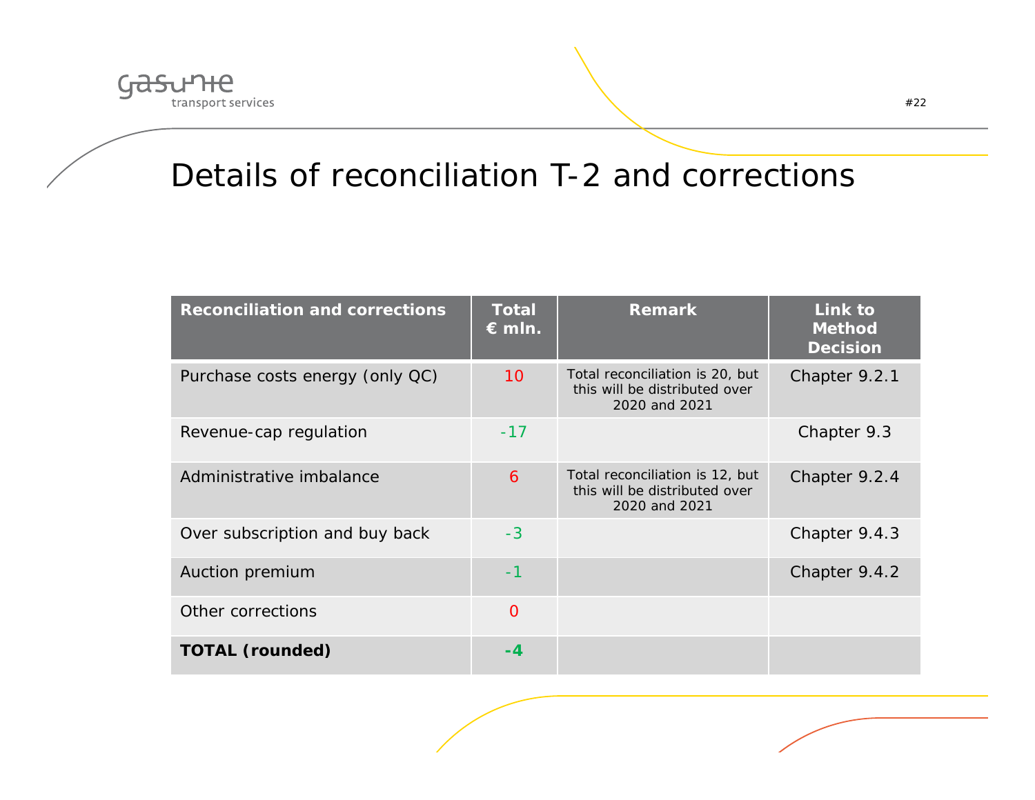# Details of reconciliation T-2 and corrections

| Reconciliation and corrections | Total € mln. | Remark | Link to Method Decision |
|---|---|---|---|
| Purchase costs energy (only QC) | 10 | Total reconciliation is 20, but this will be distributed over 2020 and 2021 | Chapter 9.2.1 |
| Revenue-cap regulation | -17 | | Chapter 9.3 |
| Administrative imbalance | 6 | Total reconciliation is 12, but this will be distributed over 2020 and 2021 | Chapter 9.2.4 |
| Over subscription and buy back | -3 | | Chapter 9.4.3 |
| Auction premium | -1 | | Chapter 9.4.2 |
| Other corrections | 0 | | |
| **TOTAL (rounded)** | **-4** | | |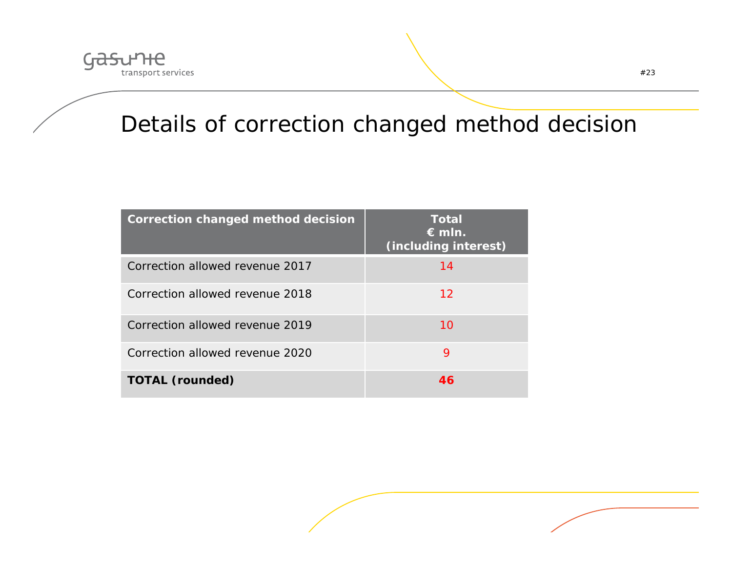# Details of correction changed method decision

| **Correction changed method decision** | **Total € mln. (including interest)** |
| --- | --- |
| Correction allowed revenue 2017 | 14 |
| Correction allowed revenue 2018 | 12 |
| Correction allowed revenue 2019 | 10 |
| Correction allowed revenue 2020 | 9 |
| **TOTAL (rounded)** | **46** |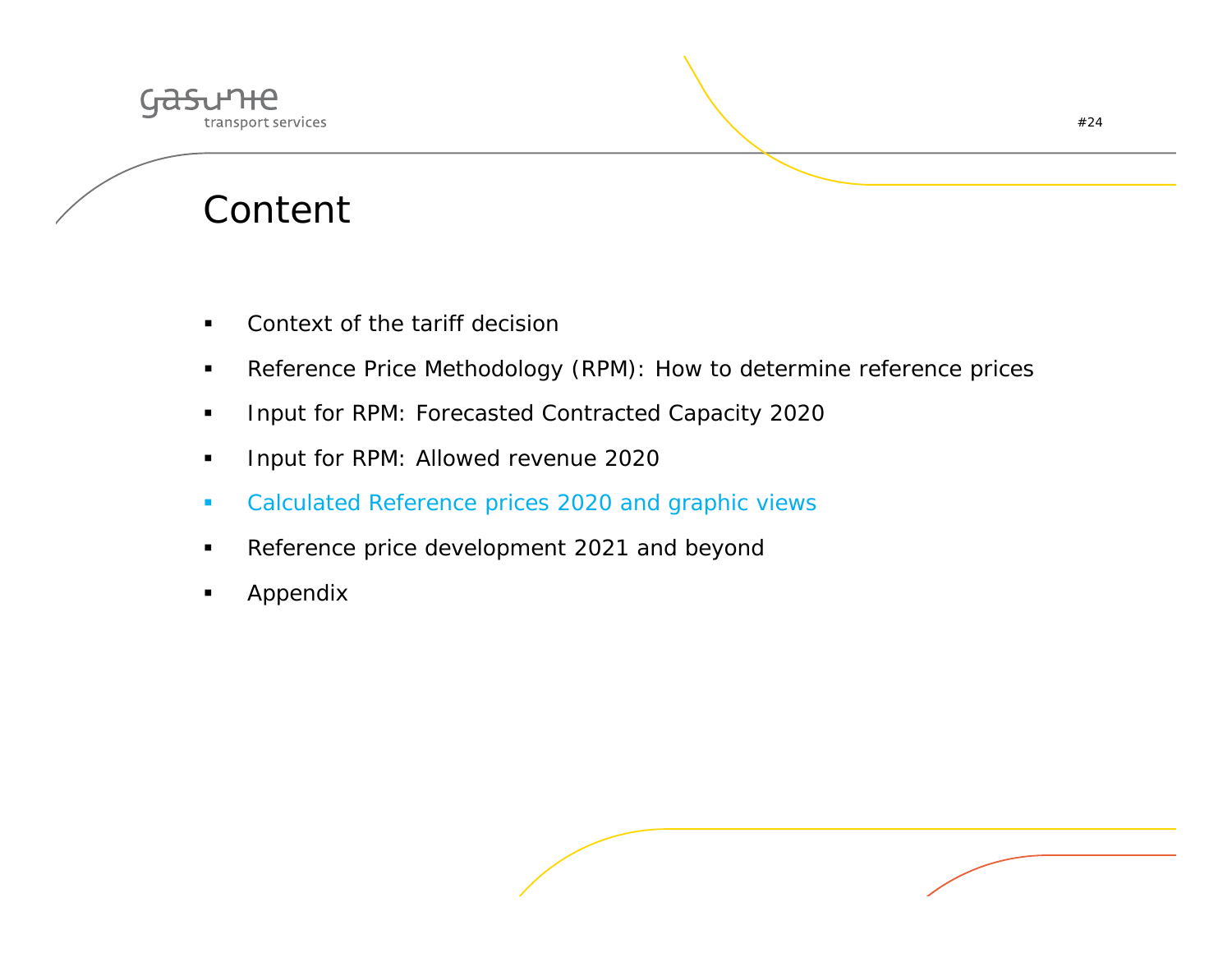# Content

- Context of the tariff decision
- Reference Price Methodology (RPM): How to determine reference prices
- Input for RPM: Forecasted Contracted Capacity 2020
- Input for RPM: Allowed revenue 2020
- Calculated Reference prices 2020 and graphic views
- Reference price development 2021 and beyond
- Appendix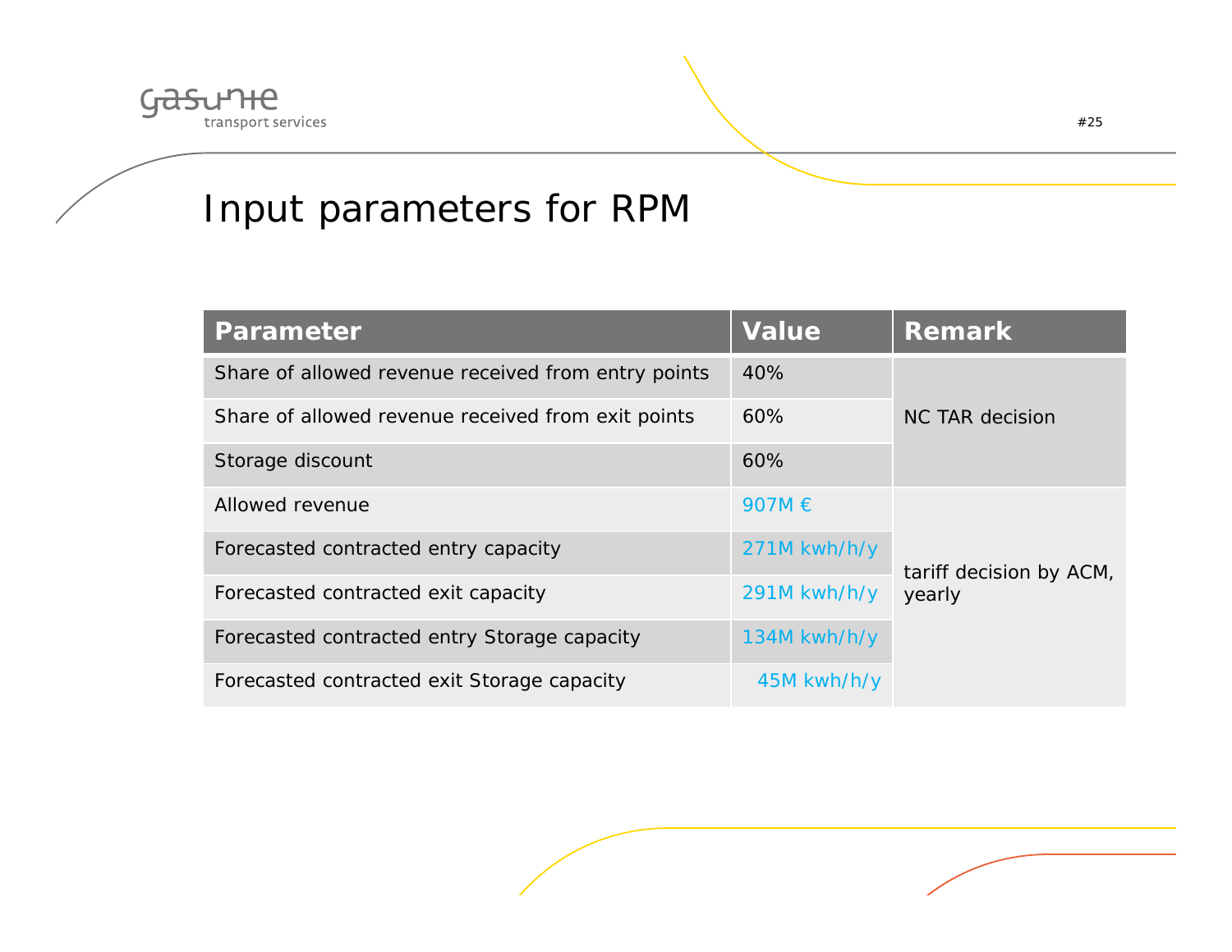# Input parameters for RPM

| Parameter | Value | Remark |
|---|---|---|
| Share of allowed revenue received from entry points | 40% | NC TAR decision |
| Share of allowed revenue received from exit points | 60% | |
| Storage discount | 60% | |
| Allowed revenue | 907M € | tariff decision by ACM, yearly |
| Forecasted contracted entry capacity | 271M kwh/h/y | |
| Forecasted contracted exit capacity | 291M kwh/h/y | |
| Forecasted contracted entry Storage capacity | 134M kwh/h/y | |
| Forecasted contracted exit Storage capacity | 45M kwh/h/y | |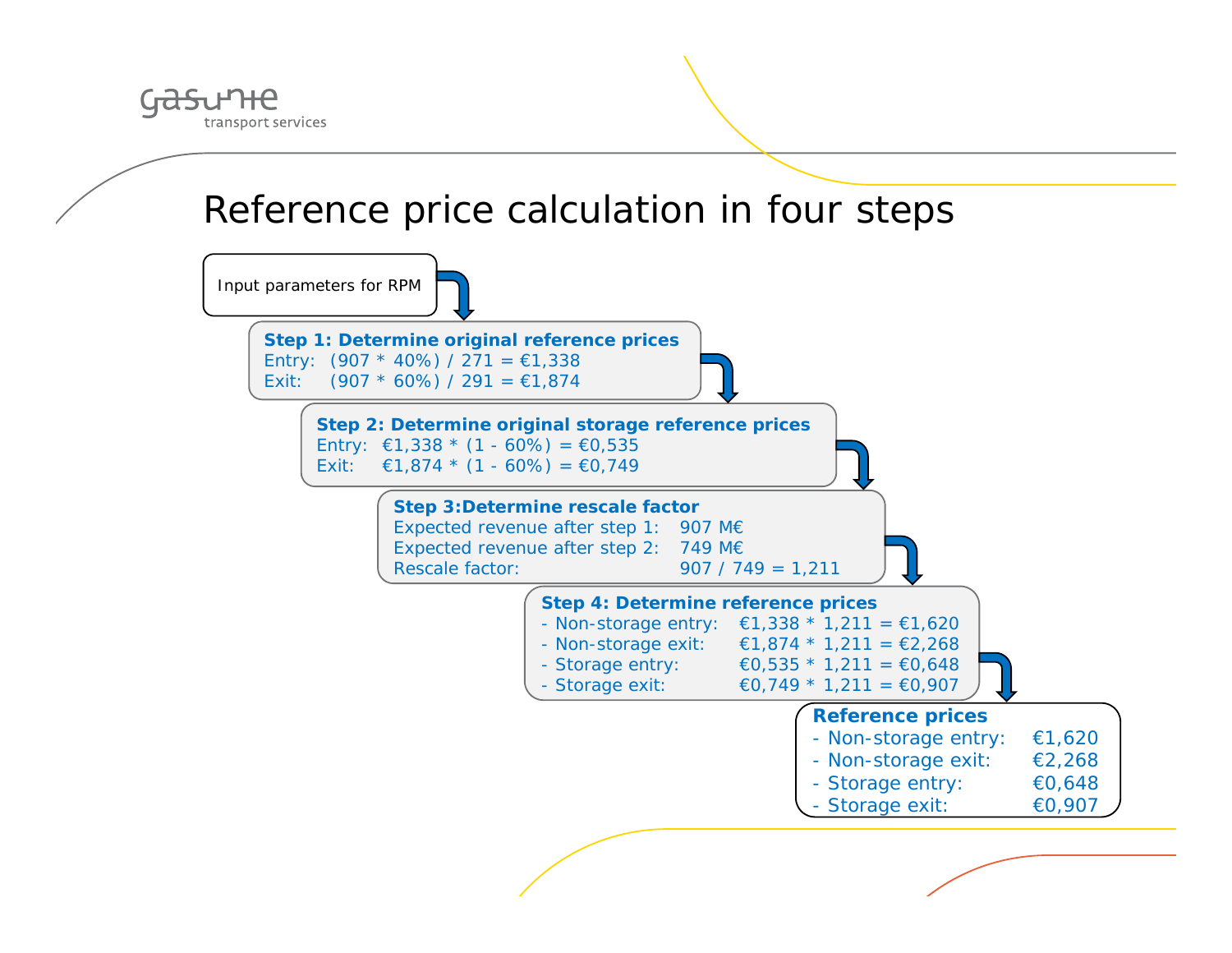# Reference price calculation in four steps

Input parameters for RPM

**Step 1: Determine original reference prices**

Entry: (907 * 40%) / 271 = €1,338

Exit: (907 * 60%) / 291 = €1,874

**Step 2: Determine original storage reference prices**

Entry: €1,338 * (1 - 60%) = €0,535

Exit: €1,874 * (1 - 60%) = €0,749

**Step 3:Determine rescale factor**

Expected revenue after step 1: 907 M€

Expected revenue after step 2: 749 M€

Rescale factor: 907 / 749 = 1,211

**Step 4: Determine reference prices**

- Non-storage entry: €1,338 * 1,211 = €1,620
- Non-storage exit: €1,874 * 1,211 = €2,268
- Storage entry: €0,535 * 1,211 = €0,648
- Storage exit: €0,749 * 1,211 = €0,907

**Reference prices**

- Non-storage entry: €1,620
- Non-storage exit: €2,268
- Storage entry: €0,648
- Storage exit: €0,907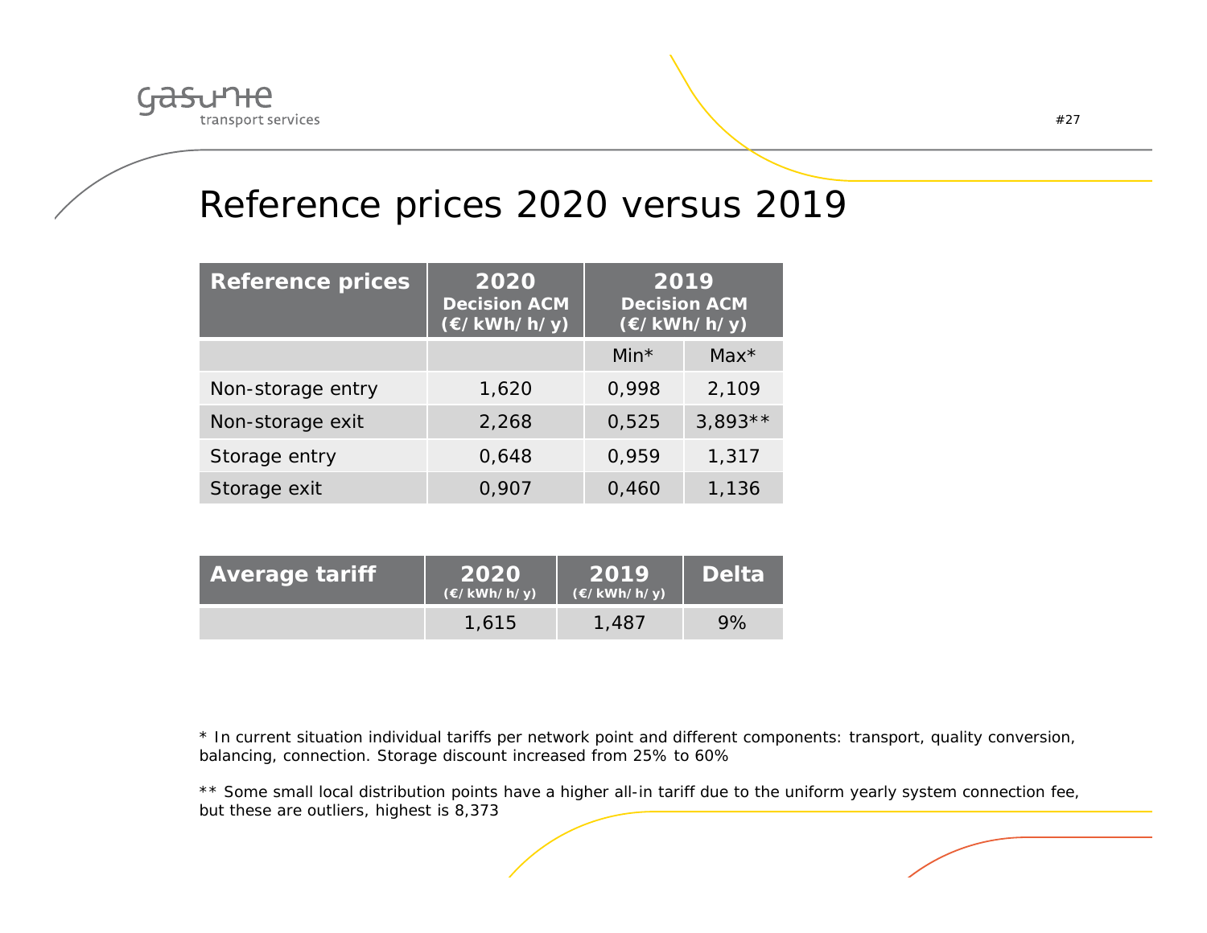# Reference prices 2020 versus 2019

| Reference prices | 2020 Decision ACM (€/kWh/h/y) | 2019 Decision ACM (€/kWh/h/y) | |
|---|---|---|---|
| | | Min* | Max* |
| Non-storage entry | 1,620 | 0,998 | 2,109 |
| Non-storage exit | 2,268 | 0,525 | 3,893** |
| Storage entry | 0,648 | 0,959 | 1,317 |
| Storage exit | 0,907 | 0,460 | 1,136 |

| Average tariff | 2020 (€/kWh/h/y) | 2019 (€/kWh/h/y) | Delta |
|---|---|---|---|
| | 1,615 | 1,487 | 9% |

* In current situation individual tariffs per network point and different components: transport, quality conversion, balancing, connection. Storage discount increased from 25% to 60%

** Some small local distribution points have a higher all-in tariff due to the uniform yearly system connection fee, but these are outliers, highest is 8,373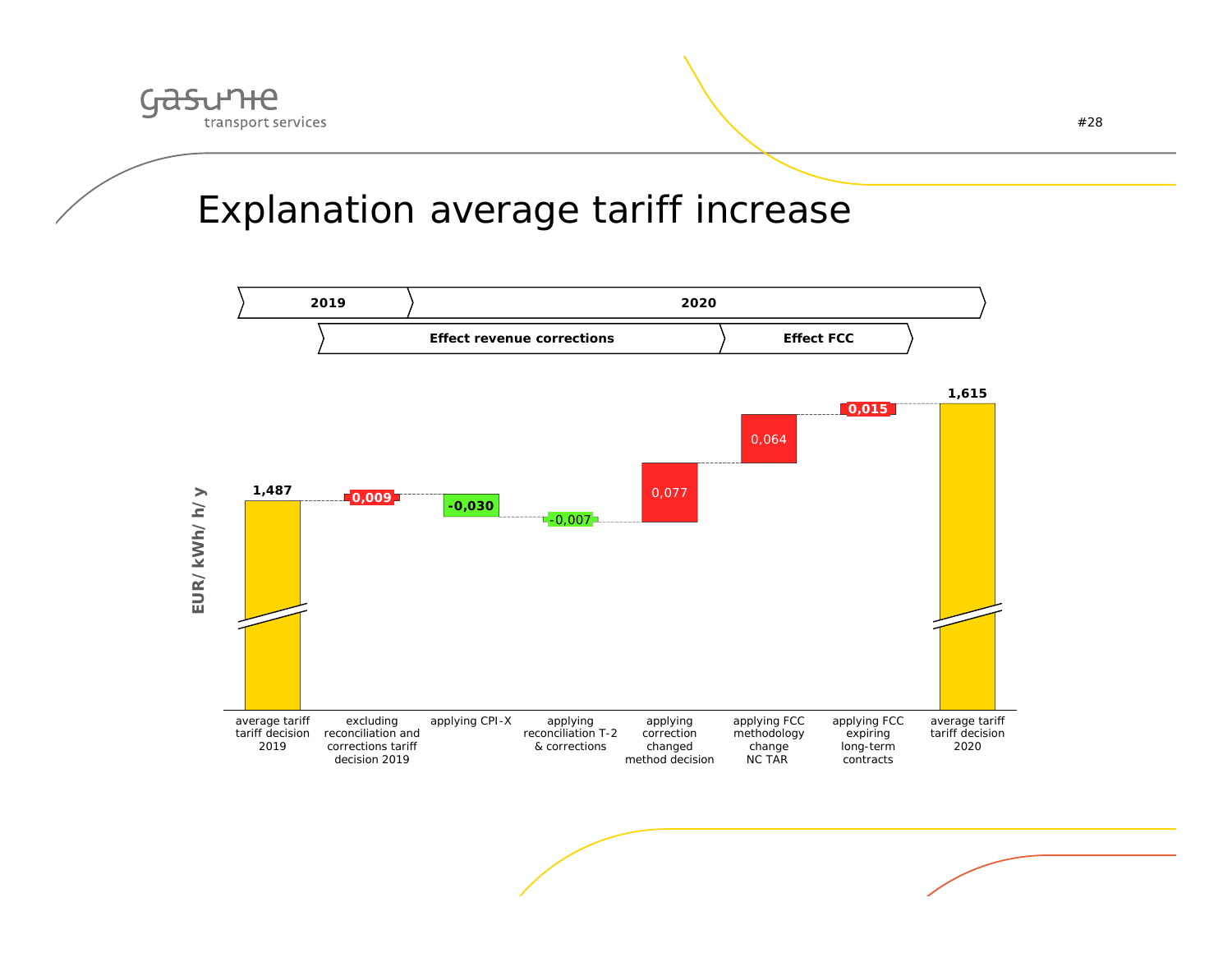# Explanation average tariff increase

| | 2019 | 2020 | | | | | |
|---|---|---|---|---|---|---|---|
| | Effect revenue corrections | | | | Effect FCC | | |

EUR/ kWh/ h/ y

| average tariff tariff decision 2019 | excluding reconciliation and corrections tariff decision 2019 | applying CPI-X | applying reconciliation T-2 & corrections | applying correction changed method decision | applying FCC methodology change NC TAR | applying FCC expiring long-term contracts | average tariff tariff decision 2020 |
|---|---|---|---|---|---|---|---|
| 1,487 | 0,009 | -0,030 | -0,007 | 0,077 | 0,064 | 0,015 | 1,615 |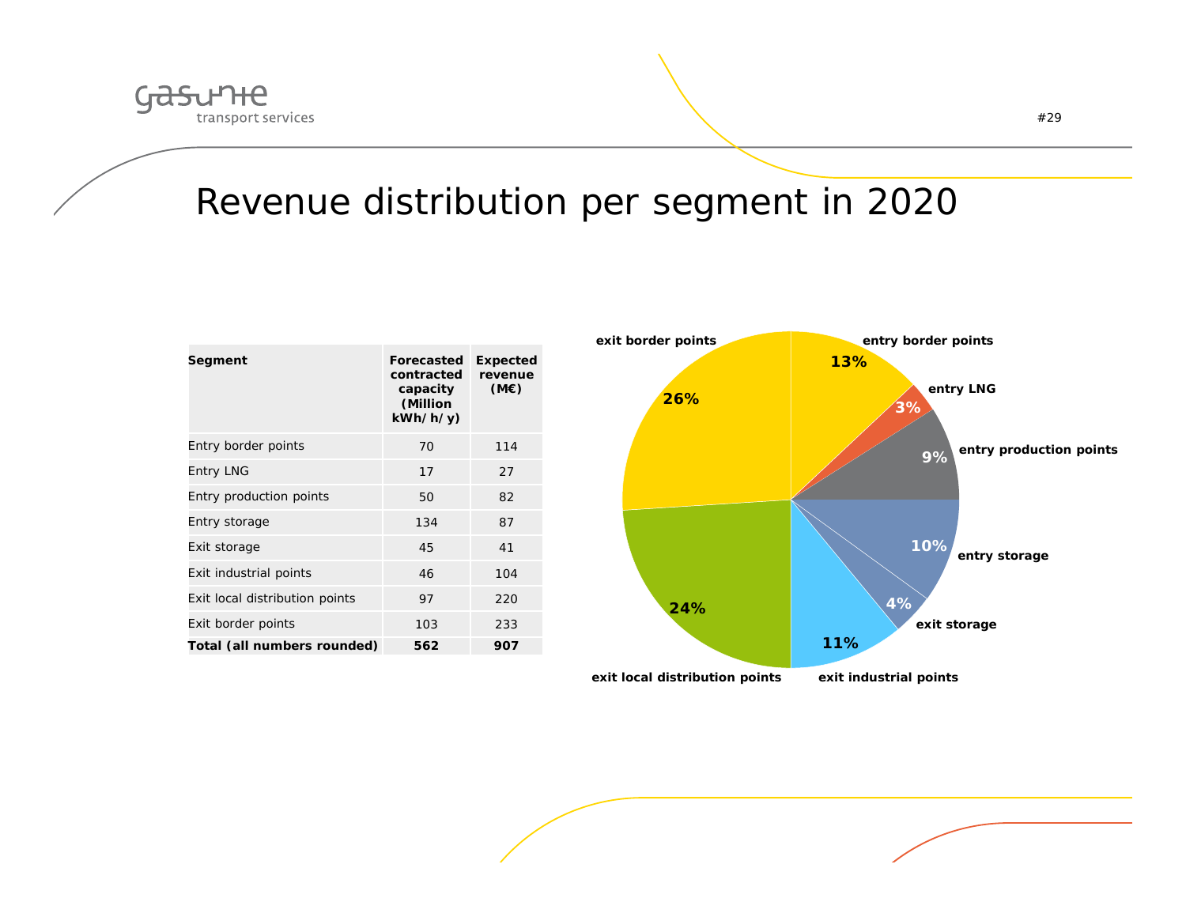# Revenue distribution per segment in 2020

| Segment | Forecasted contracted capacity (Million kWh/h/y) | Expected revenue (M€) |
|---|---|---|
| Entry border points | 70 | 114 |
| Entry LNG | 17 | 27 |
| Entry production points | 50 | 82 |
| Entry storage | 134 | 87 |
| Exit storage | 45 | 41 |
| Exit industrial points | 46 | 104 |
| Exit local distribution points | 97 | 220 |
| Exit border points | 103 | 233 |
| **Total (all numbers rounded)** | **562** | **907** |

- entry border points: 13%
- entry LNG: 3%
- entry production points: 9%
- entry storage: 10%
- exit storage: 4%
- exit industrial points: 11%
- exit local distribution points: 24%
- exit border points: 26%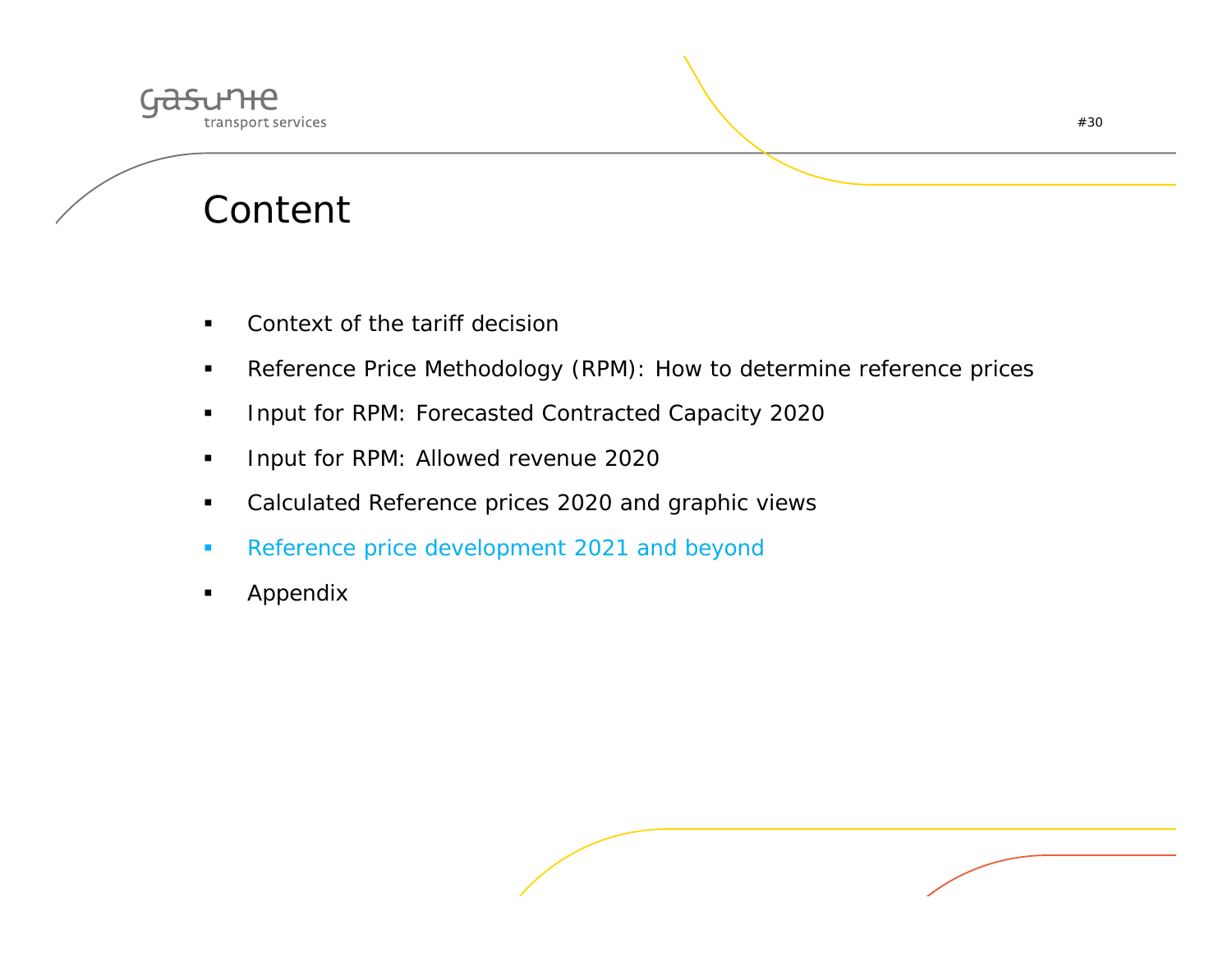# Content

- Context of the tariff decision
- Reference Price Methodology (RPM): How to determine reference prices
- Input for RPM: Forecasted Contracted Capacity 2020
- Input for RPM: Allowed revenue 2020
- Calculated Reference prices 2020 and graphic views
- Reference price development 2021 and beyond
- Appendix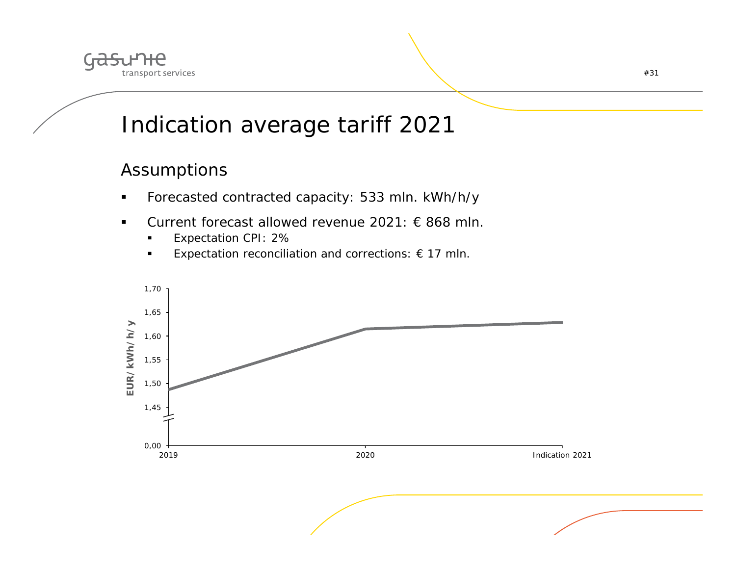# Indication average tariff 2021

## Assumptions

- Forecasted contracted capacity: 533 mln. kWh/h/y
- Current forecast allowed revenue 2021: € 868 mln.
  - Expectation CPI: 2%
  - Expectation reconciliation and corrections: € 17 mln.

EUR/ kWh/ h/ y

1,70
1,65
1,60
1,55
1,50
1,45
0,00

2019 | 2020 | Indication 2021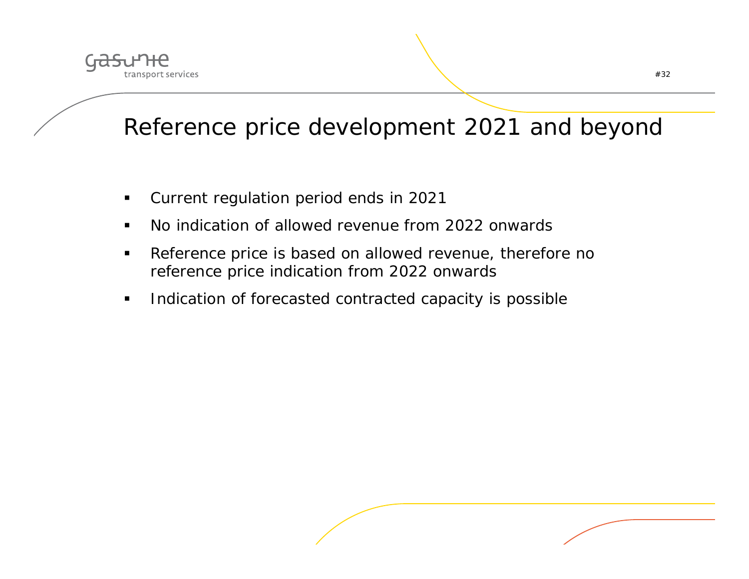# Reference price development 2021 and beyond

- Current regulation period ends in 2021
- No indication of allowed revenue from 2022 onwards
- Reference price is based on allowed revenue, therefore no reference price indication from 2022 onwards
- Indication of forecasted contracted capacity is possible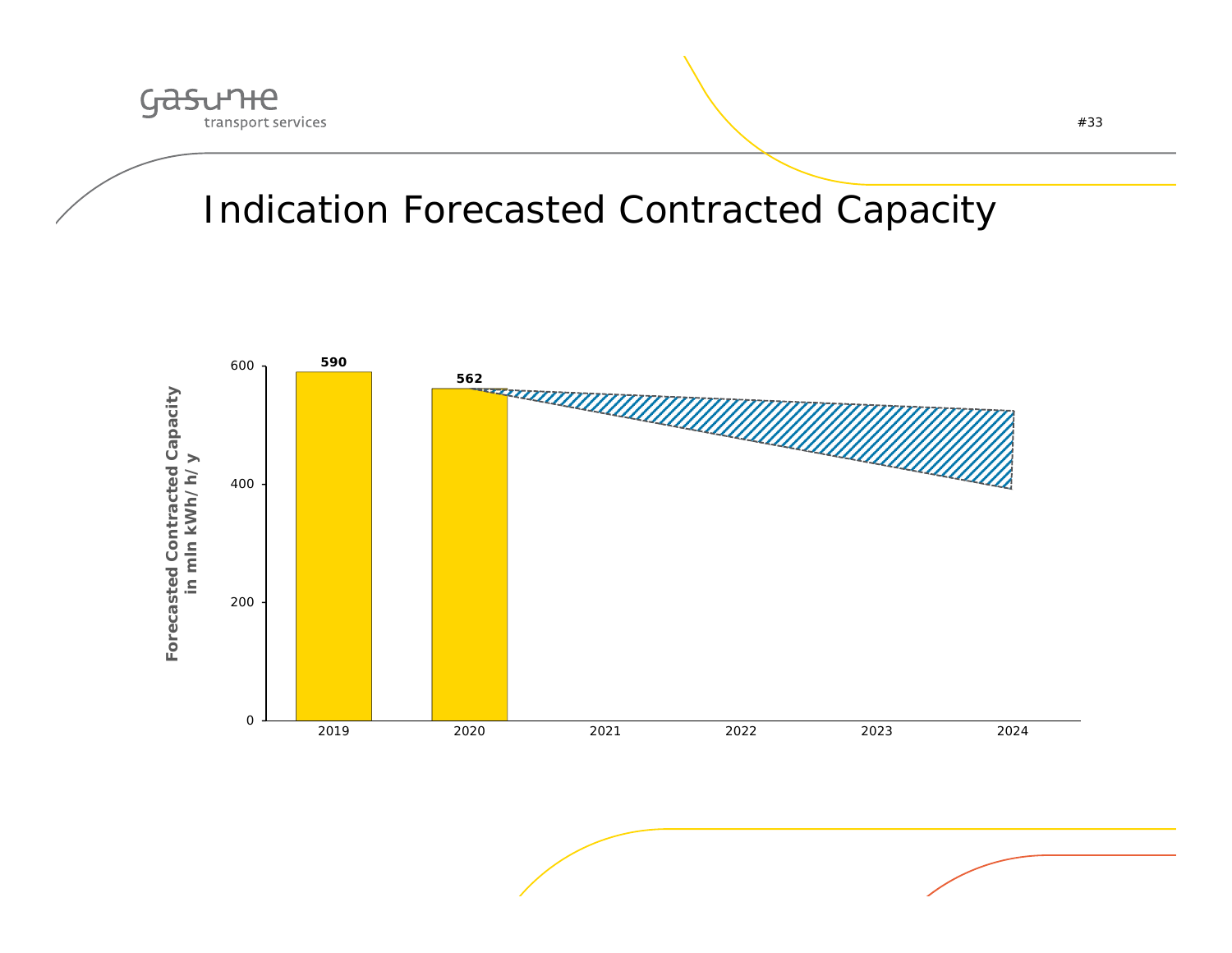# Indication Forecasted Contracted Capacity

Forecasted Contracted Capacity in mln kWh/ h/ y

| Year | Forecasted Contracted Capacity |
|---|---|
| 2019 | 590 |
| 2020 | 562 |
| 2021 | |
| 2022 | |
| 2023 | |
| 2024 | |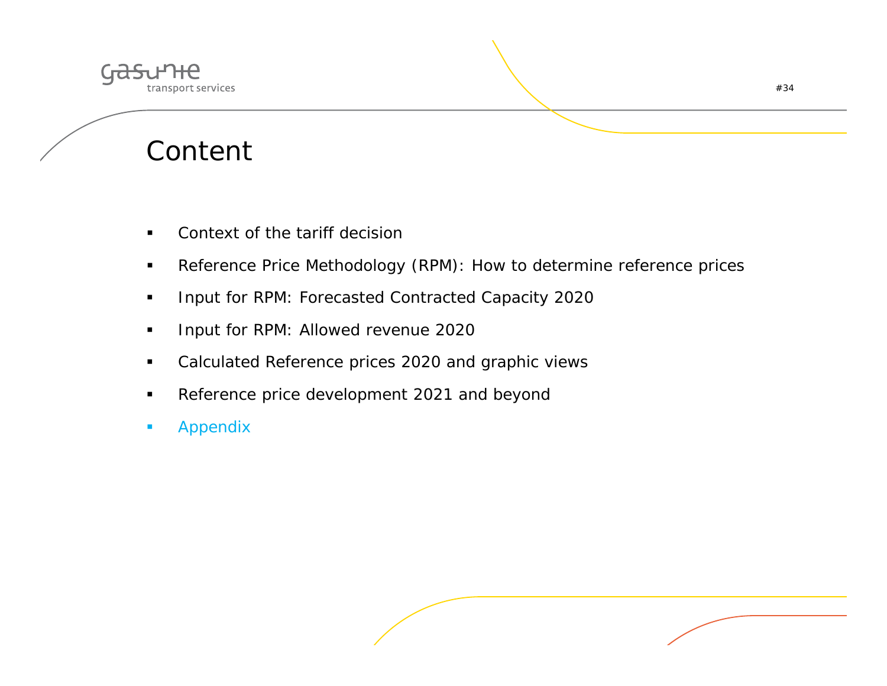# Content

- Context of the tariff decision
- Reference Price Methodology (RPM): How to determine reference prices
- Input for RPM: Forecasted Contracted Capacity 2020
- Input for RPM: Allowed revenue 2020
- Calculated Reference prices 2020 and graphic views
- Reference price development 2021 and beyond
- Appendix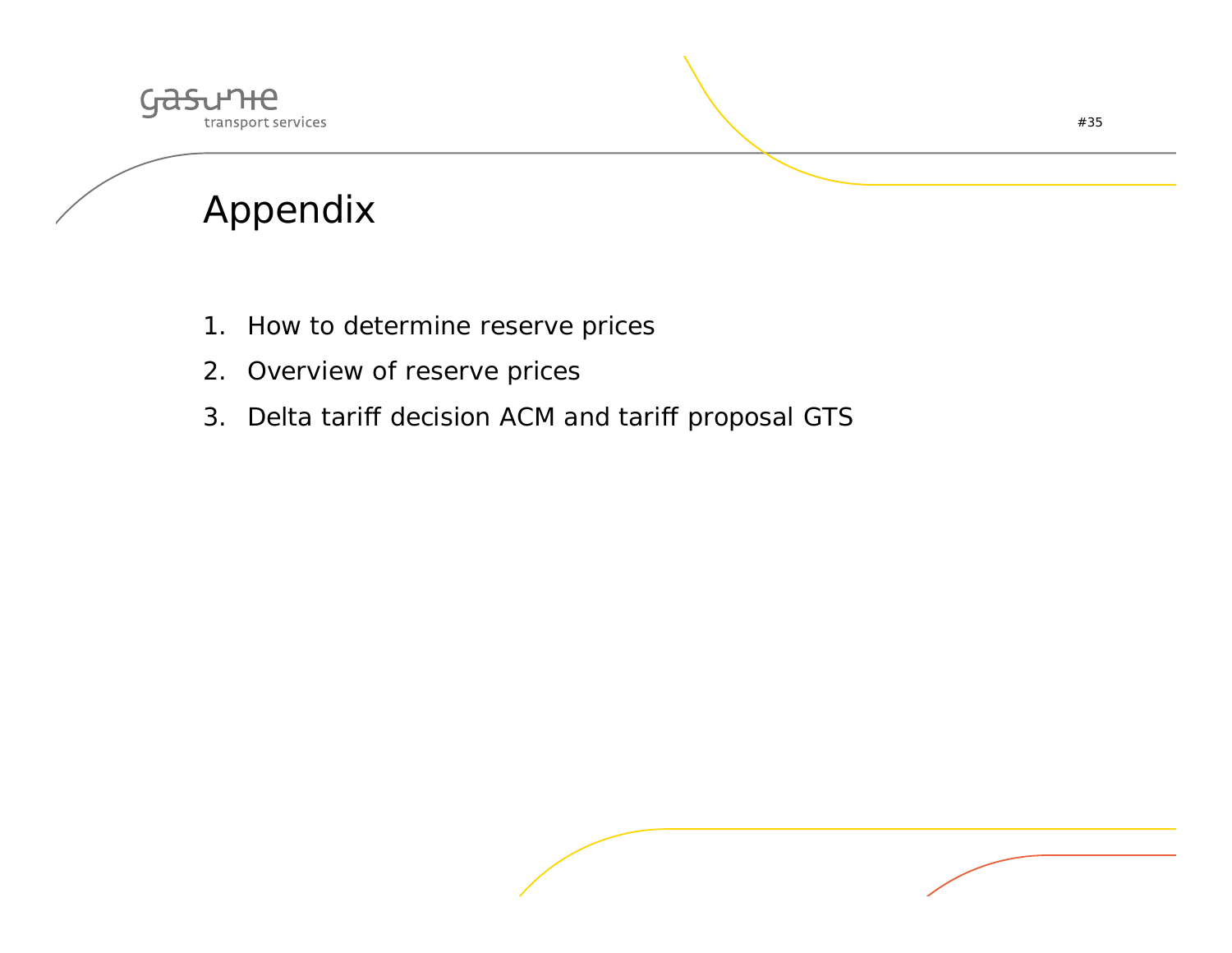# Appendix

1. How to determine reserve prices
2. Overview of reserve prices
3. Delta tariff decision ACM and tariff proposal GTS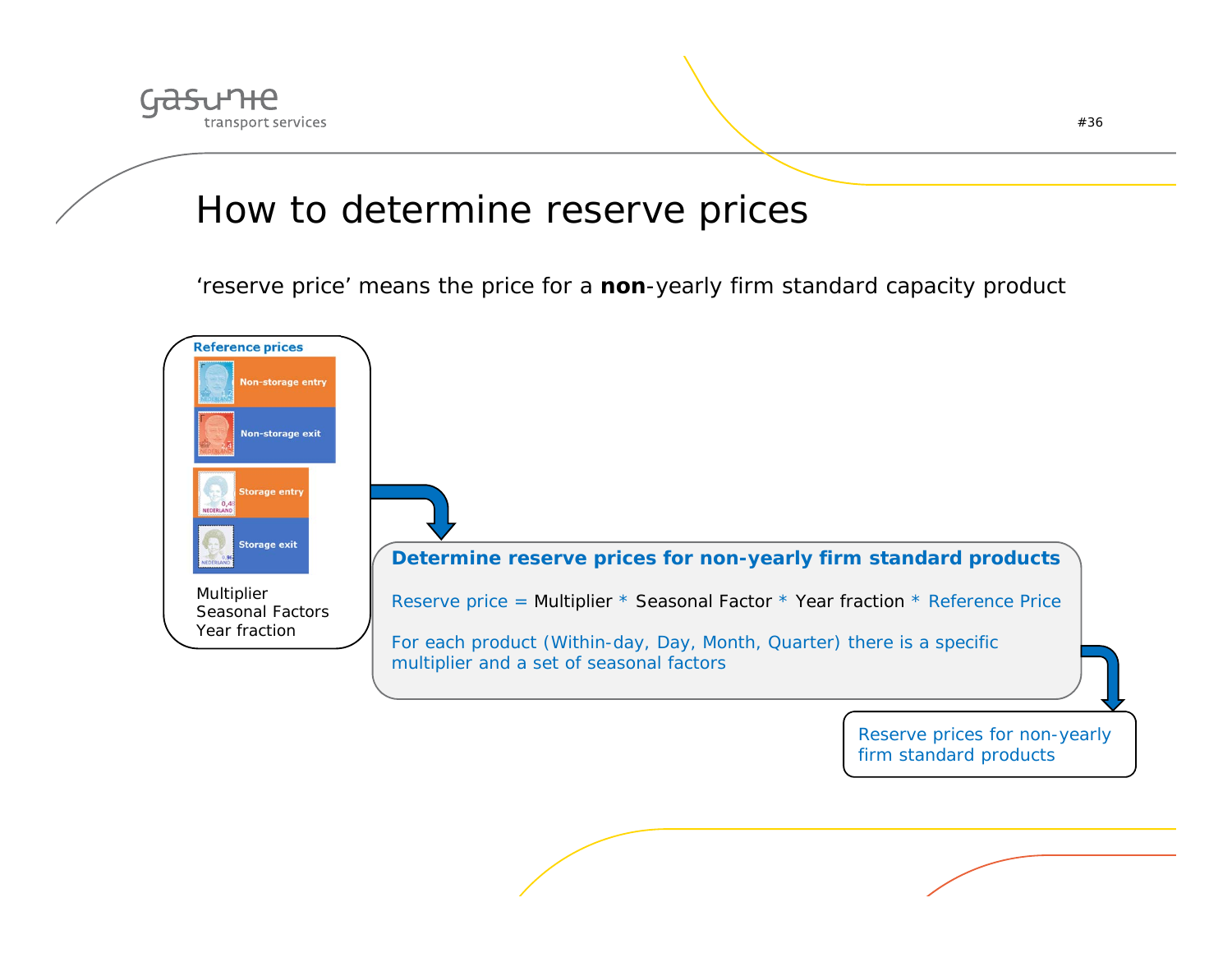# How to determine reserve prices

'reserve price' means the price for a **non**-yearly firm standard capacity product

**Reference prices**

- Non-storage entry
- Non-storage exit
- Storage entry
- Storage exit

Multiplier
Seasonal Factors
Year fraction

**Determine reserve prices for non-yearly firm standard products**

Reserve price = Multiplier * Seasonal Factor * Year fraction * Reference Price

For each product (Within-day, Day, Month, Quarter) there is a specific multiplier and a set of seasonal factors

Reserve prices for non-yearly firm standard products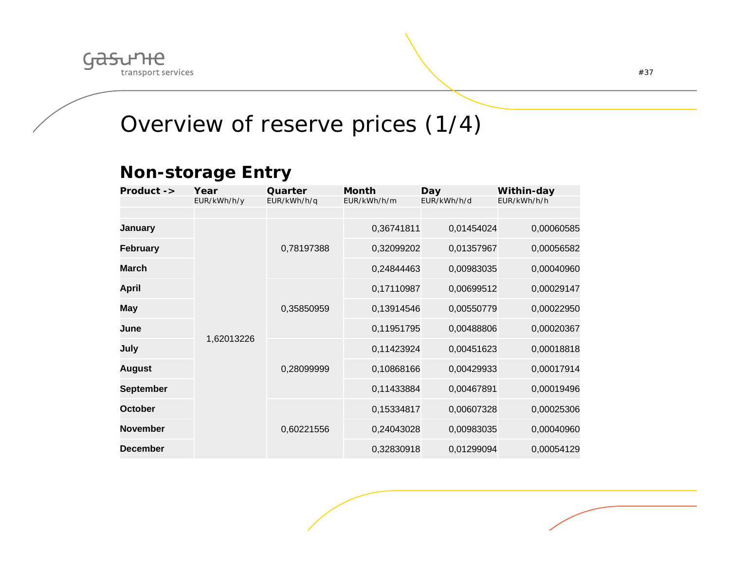# Overview of reserve prices (1/4)

## Non-storage Entry

| Product -> | Year<br>EUR/kWh/h/y | Quarter<br>EUR/kWh/h/q | Month<br>EUR/kWh/h/m | Day<br>EUR/kWh/h/d | Within-day<br>EUR/kWh/h/h |
|---|---|---|---|---|---|
| **January** | 1,62013226 | 0,78197388 | 0,36741811 | 0,01454024 | 0,00060585 |
| **February** | | | 0,32099202 | 0,01357967 | 0,00056582 |
| **March** | | | 0,24844463 | 0,00983035 | 0,00040960 |
| **April** | | 0,35850959 | 0,17110987 | 0,00699512 | 0,00029147 |
| **May** | | | 0,13914546 | 0,00550779 | 0,00022950 |
| **June** | | | 0,11951795 | 0,00488806 | 0,00020367 |
| **July** | | 0,28099999 | 0,11423924 | 0,00451623 | 0,00018818 |
| **August** | | | 0,10868166 | 0,00429933 | 0,00017914 |
| **September** | | | 0,11433884 | 0,00467891 | 0,00019496 |
| **October** | | 0,60221556 | 0,15334817 | 0,00607328 | 0,00025306 |
| **November** | | | 0,24043028 | 0,00983035 | 0,00040960 |
| **December** | | | 0,32830918 | 0,01299094 | 0,00054129 |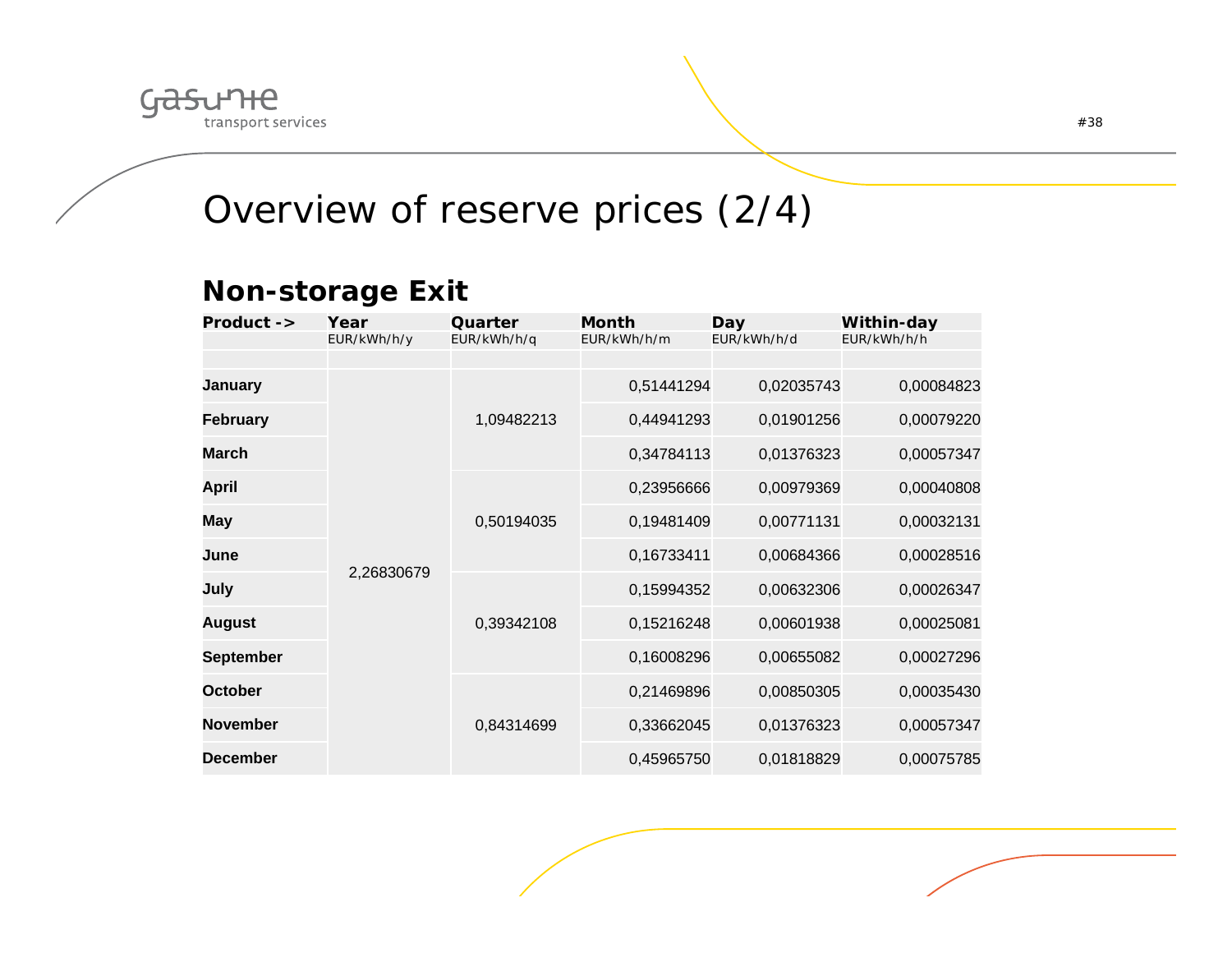# Overview of reserve prices (2/4)

## Non-storage Exit

| Product -> | Year | Quarter | Month | Day | Within-day |
|---|---|---|---|---|---|
| | EUR/kWh/h/y | EUR/kWh/h/q | EUR/kWh/h/m | EUR/kWh/h/d | EUR/kWh/h/h |
| January | 2,26830679 | 1,09482213 | 0,51441294 | 0,02035743 | 0,00084823 |
| February | | | 0,44941293 | 0,01901256 | 0,00079220 |
| March | | | 0,34784113 | 0,01376323 | 0,00057347 |
| April | | 0,50194035 | 0,23956666 | 0,00979369 | 0,00040808 |
| May | | | 0,19481409 | 0,00771131 | 0,00032131 |
| June | | | 0,16733411 | 0,00684366 | 0,00028516 |
| July | | 0,39342108 | 0,15994352 | 0,00632306 | 0,00026347 |
| August | | | 0,15216248 | 0,00601938 | 0,00025081 |
| September | | | 0,16008296 | 0,00655082 | 0,00027296 |
| October | | 0,84314699 | 0,21469896 | 0,00850305 | 0,00035430 |
| November | | | 0,33662045 | 0,01376323 | 0,00057347 |
| December | | | 0,45965750 | 0,01818829 | 0,00075785 |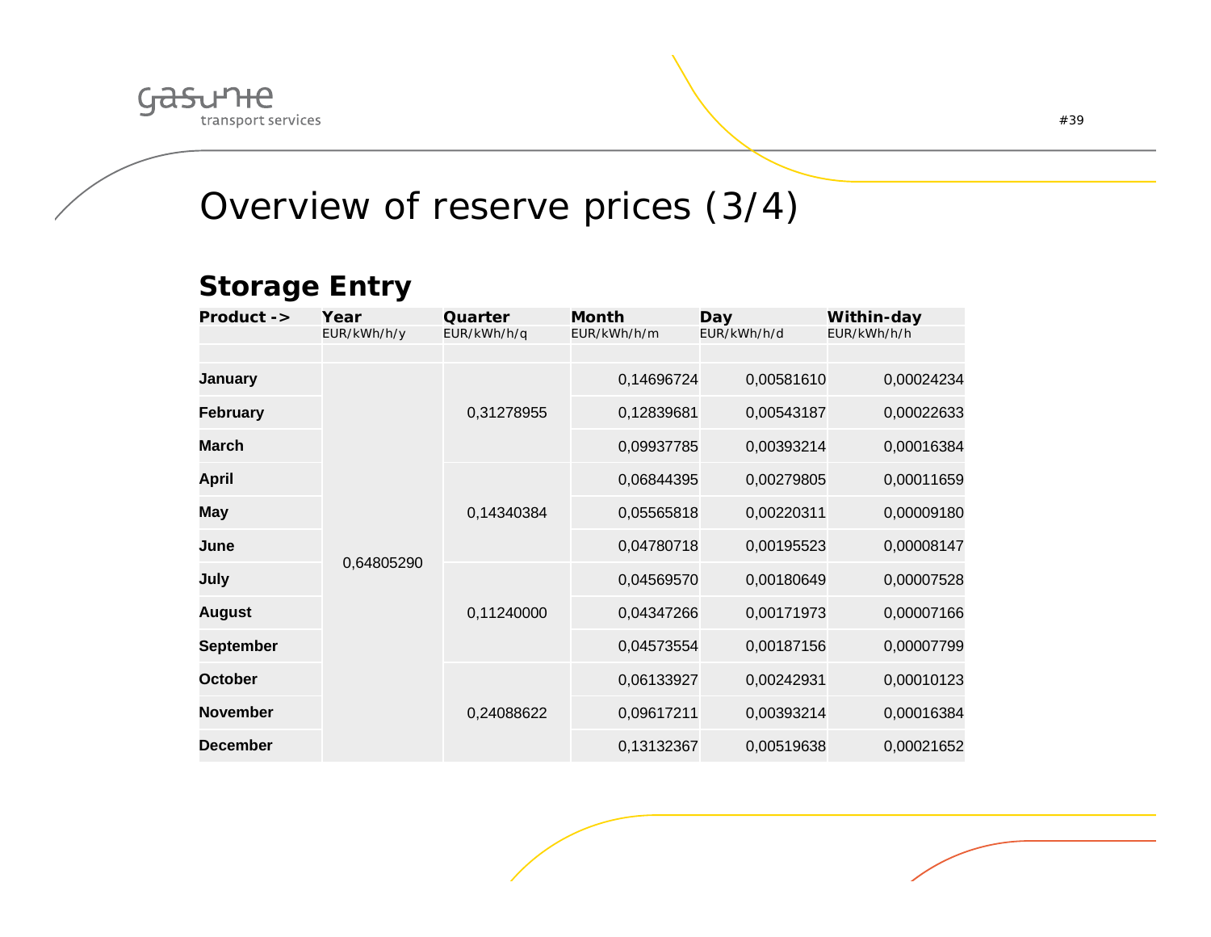# Overview of reserve prices (3/4)

## Storage Entry

| Product -> | Year | Quarter | Month | Day | Within-day |
|---|---|---|---|---|---|
| | EUR/kWh/h/y | EUR/kWh/h/q | EUR/kWh/h/m | EUR/kWh/h/d | EUR/kWh/h/h |
| | | | | | |
| **January** | 0,64805290 | 0,31278955 | 0,14696724 | 0,00581610 | 0,00024234 |
| **February** | | | 0,12839681 | 0,00543187 | 0,00022633 |
| **March** | | | 0,09937785 | 0,00393214 | 0,00016384 |
| **April** | | 0,14340384 | 0,06844395 | 0,00279805 | 0,00011659 |
| **May** | | | 0,05565818 | 0,00220311 | 0,00009180 |
| **June** | | | 0,04780718 | 0,00195523 | 0,00008147 |
| **July** | | 0,11240000 | 0,04569570 | 0,00180649 | 0,00007528 |
| **August** | | | 0,04347266 | 0,00171973 | 0,00007166 |
| **September** | | | 0,04573554 | 0,00187156 | 0,00007799 |
| **October** | | 0,24088622 | 0,06133927 | 0,00242931 | 0,00010123 |
| **November** | | | 0,09617211 | 0,00393214 | 0,00016384 |
| **December** | | | 0,13132367 | 0,00519638 | 0,00021652 |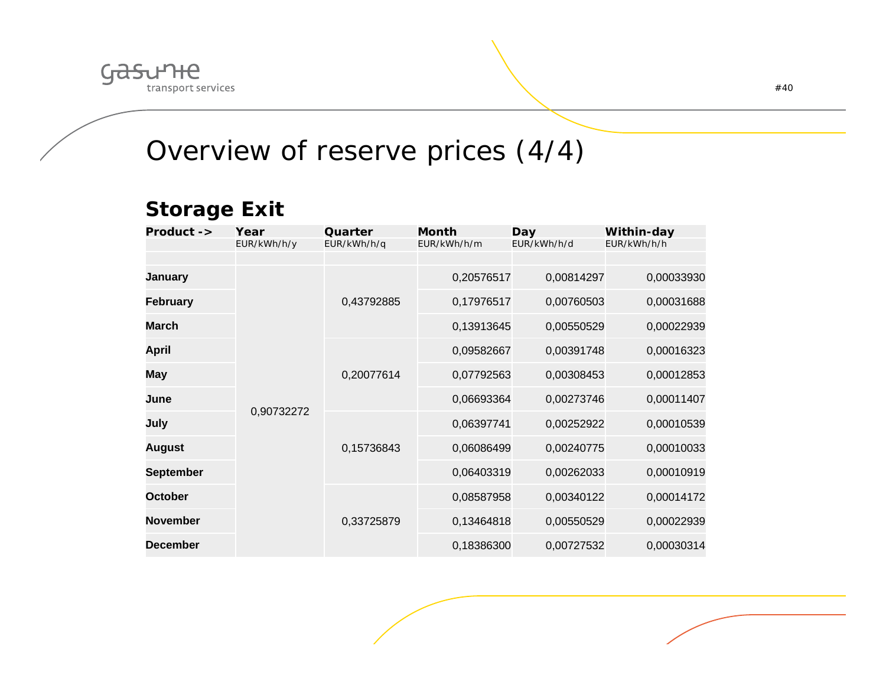# Overview of reserve prices (4/4)

## Storage Exit

| Product -> | Year | Quarter | Month | Day | Within-day |
|---|---|---|---|---|---|
| | EUR/kWh/h/y | EUR/kWh/h/q | EUR/kWh/h/m | EUR/kWh/h/d | EUR/kWh/h/h |
| **January** | 0,90732272 | 0,43792885 | 0,20576517 | 0,00814297 | 0,00033930 |
| **February** | | | 0,17976517 | 0,00760503 | 0,00031688 |
| **March** | | | 0,13913645 | 0,00550529 | 0,00022939 |
| **April** | | 0,20077614 | 0,09582667 | 0,00391748 | 0,00016323 |
| **May** | | | 0,07792563 | 0,00308453 | 0,00012853 |
| **June** | | | 0,06693364 | 0,00273746 | 0,00011407 |
| **July** | | 0,15736843 | 0,06397741 | 0,00252922 | 0,00010539 |
| **August** | | | 0,06086499 | 0,00240775 | 0,00010033 |
| **September** | | | 0,06403319 | 0,00262033 | 0,00010919 |
| **October** | | 0,33725879 | 0,08587958 | 0,00340122 | 0,00014172 |
| **November** | | | 0,13464818 | 0,00550529 | 0,00022939 |
| **December** | | | 0,18386300 | 0,00727532 | 0,00030314 |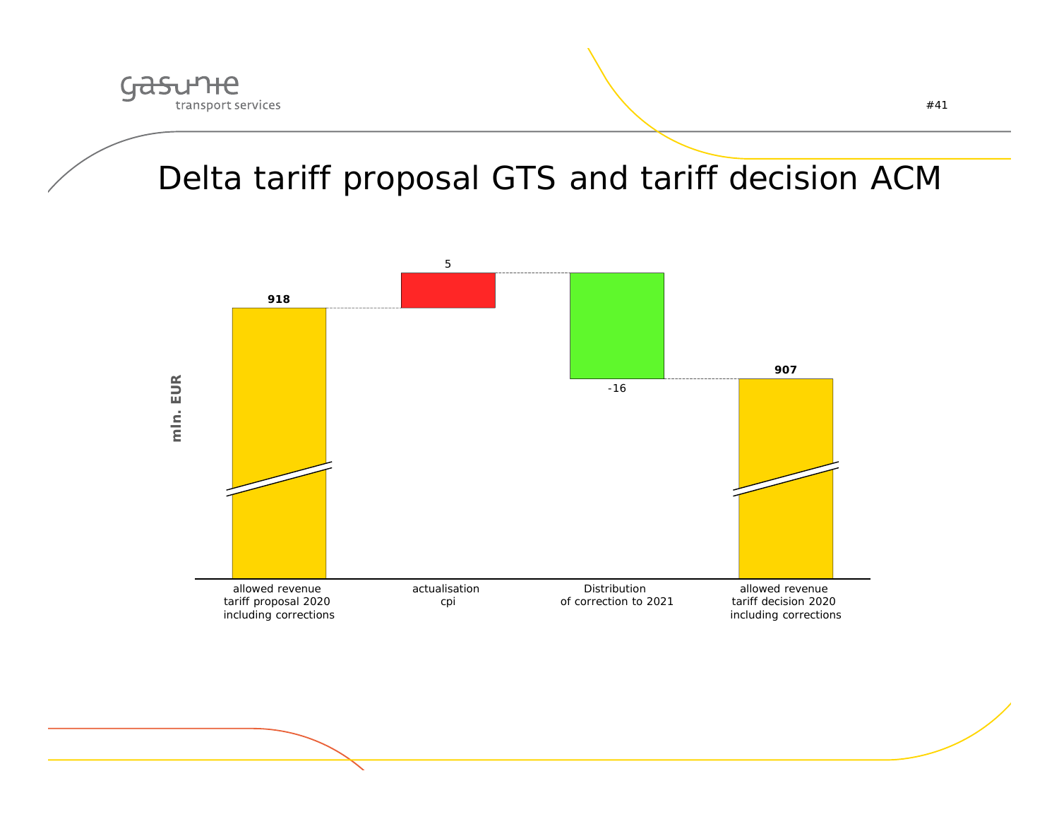# Delta tariff proposal GTS and tariff decision ACM

mln. EUR

918

5

-16

907

allowed revenue tariff proposal 2020 including corrections

actualisation cpi

Distribution of correction to 2021

allowed revenue tariff decision 2020 including corrections